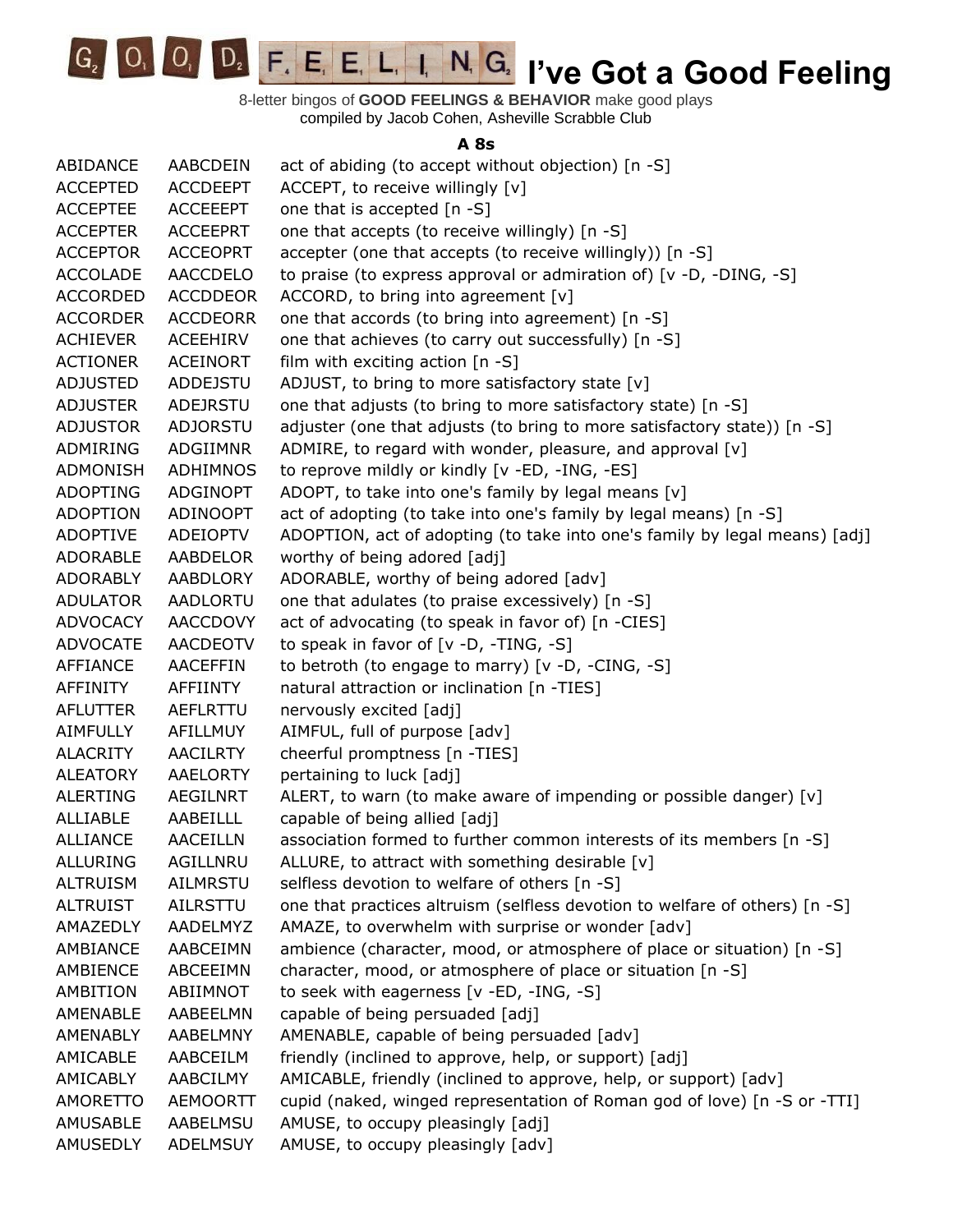# GOOD FEELING I've Got a Good Feeling

8-letter bingos of **GOOD FEELINGS & BEHAVIOR** make good plays
compiled by Jacob Cohen, Asheville Scrabble Club

### A 8s

| | | |
|---|---|---|
| ABIDANCE | AABCDEIN | act of abiding (to accept without objection) [n -S] |
| ACCEPTED | ACCDEEPT | ACCEPT, to receive willingly [v] |
| ACCEPTEE | ACCEEEPT | one that is accepted [n -S] |
| ACCEPTER | ACCEEPRT | one that accepts (to receive willingly) [n -S] |
| ACCEPTOR | ACCEOPRT | accepter (one that accepts (to receive willingly)) [n -S] |
| ACCOLADE | AACCDELO | to praise (to express approval or admiration of) [v -D, -DING, -S] |
| ACCORDED | ACCDDEOR | ACCORD, to bring into agreement [v] |
| ACCORDER | ACCDEORR | one that accords (to bring into agreement) [n -S] |
| ACHIEVER | ACEEHIRV | one that achieves (to carry out successfully) [n -S] |
| ACTIONER | ACEINORT | film with exciting action [n -S] |
| ADJUSTED | ADDEJSTU | ADJUST, to bring to more satisfactory state [v] |
| ADJUSTER | ADEJRSTU | one that adjusts (to bring to more satisfactory state) [n -S] |
| ADJUSTOR | ADJORSTU | adjuster (one that adjusts (to bring to more satisfactory state)) [n -S] |
| ADMIRING | ADGIIMNR | ADMIRE, to regard with wonder, pleasure, and approval [v] |
| ADMONISH | ADHIMNOS | to reprove mildly or kindly [v -ED, -ING, -ES] |
| ADOPTING | ADGINOPT | ADOPT, to take into one's family by legal means [v] |
| ADOPTION | ADINOOPT | act of adopting (to take into one's family by legal means) [n -S] |
| ADOPTIVE | ADEIOPTV | ADOPTION, act of adopting (to take into one's family by legal means) [adj] |
| ADORABLE | AABDELOR | worthy of being adored [adj] |
| ADORABLY | AABDLORY | ADORABLE, worthy of being adored [adv] |
| ADULATOR | AADLORTU | one that adulates (to praise excessively) [n -S] |
| ADVOCACY | AACCDOVY | act of advocating (to speak in favor of) [n -CIES] |
| ADVOCATE | AACDEOTV | to speak in favor of [v -D, -TING, -S] |
| AFFIANCE | AACEFFIN | to betroth (to engage to marry) [v -D, -CING, -S] |
| AFFINITY | AFFIINTY | natural attraction or inclination [n -TIES] |
| AFLUTTER | AEFLRTTU | nervously excited [adj] |
| AIMFULLY | AFILLMUY | AIMFUL, full of purpose [adv] |
| ALACRITY | AACILRTY | cheerful promptness [n -TIES] |
| ALEATORY | AAELORTY | pertaining to luck [adj] |
| ALERTING | AEGILNRT | ALERT, to warn (to make aware of impending or possible danger) [v] |
| ALLIABLE | AABEILLL | capable of being allied [adj] |
| ALLIANCE | AACEILLN | association formed to further common interests of its members [n -S] |
| ALLURING | AGILLNRU | ALLURE, to attract with something desirable [v] |
| ALTRUISM | AILMRSTU | selfless devotion to welfare of others [n -S] |
| ALTRUIST | AILRSTTU | one that practices altruism (selfless devotion to welfare of others) [n -S] |
| AMAZEDLY | AADELMYZ | AMAZE, to overwhelm with surprise or wonder [adv] |
| AMBIANCE | AABCEIMN | ambience (character, mood, or atmosphere of place or situation) [n -S] |
| AMBIENCE | ABCEEIMN | character, mood, or atmosphere of place or situation [n -S] |
| AMBITION | ABIIMNOT | to seek with eagerness [v -ED, -ING, -S] |
| AMENABLE | AABEELMN | capable of being persuaded [adj] |
| AMENABLY | AABELMNY | AMENABLE, capable of being persuaded [adv] |
| AMICABLE | AABCEILM | friendly (inclined to approve, help, or support) [adj] |
| AMICABLY | AABCILMY | AMICABLE, friendly (inclined to approve, help, or support) [adv] |
| AMORETTO | AEMOORTT | cupid (naked, winged representation of Roman god of love) [n -S or -TTI] |
| AMUSABLE | AABELMSU | AMUSE, to occupy pleasingly [adj] |
| AMUSEDLY | ADELMSUY | AMUSE, to occupy pleasingly [adv] |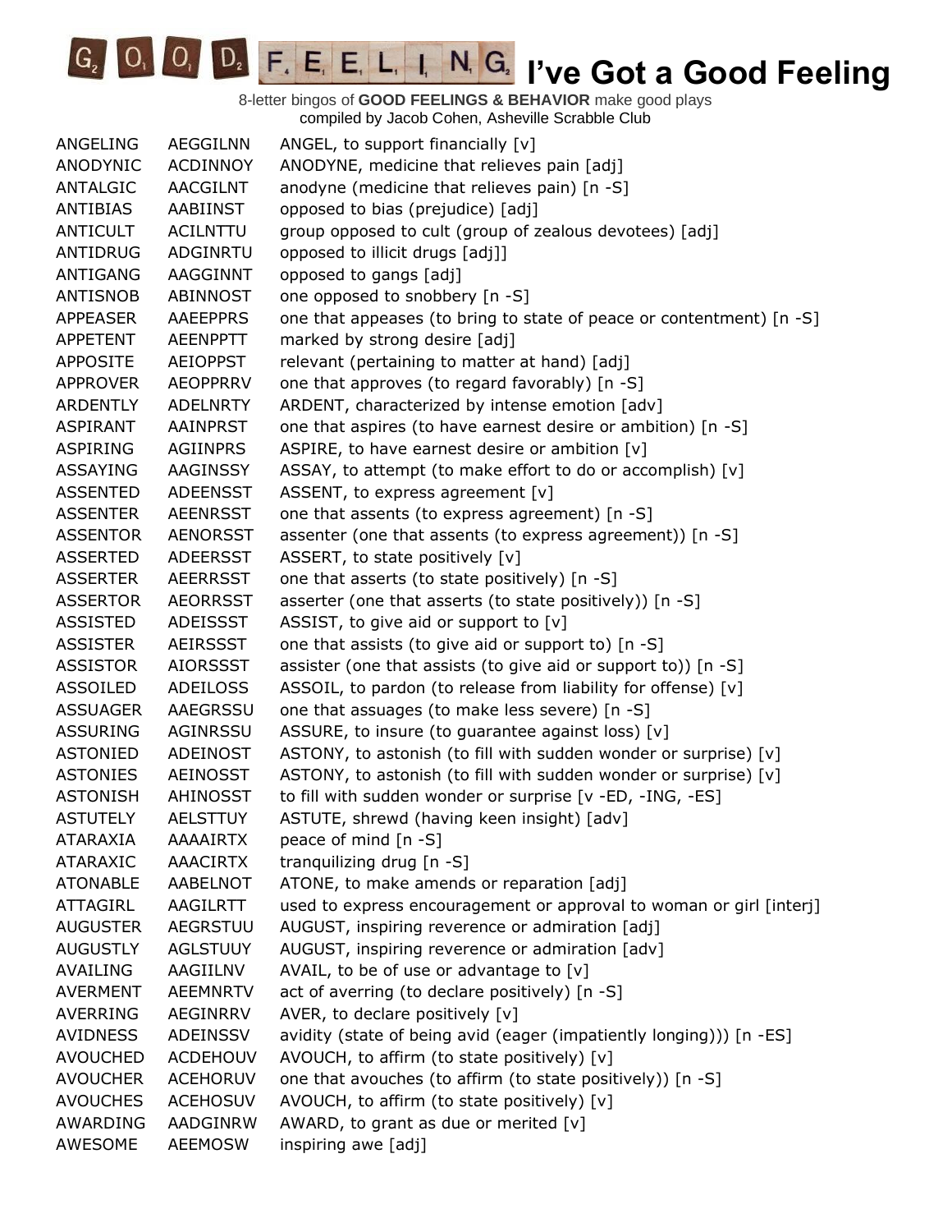# I've Got a Good Feeling

8-letter bingos of **GOOD FEELINGS & BEHAVIOR** make good plays
compiled by Jacob Cohen, Asheville Scrabble Club

| | | |
|---|---|---|
| ANGELING | AEGGILNN | ANGEL, to support financially [v] |
| ANODYNIC | ACDINNOY | ANODYNE, medicine that relieves pain [adj] |
| ANTALGIC | AACGILNT | anodyne (medicine that relieves pain) [n -S] |
| ANTIBIAS | AABIINST | opposed to bias (prejudice) [adj] |
| ANTICULT | ACILNTTU | group opposed to cult (group of zealous devotees) [adj] |
| ANTIDRUG | ADGINRTU | opposed to illicit drugs [adj]] |
| ANTIGANG | AAGGINNT | opposed to gangs [adj] |
| ANTISNOB | ABINNOST | one opposed to snobbery [n -S] |
| APPEASER | AAEEPPRS | one that appeases (to bring to state of peace or contentment) [n -S] |
| APPETENT | AEENPPTT | marked by strong desire [adj] |
| APPOSITE | AEIOPPST | relevant (pertaining to matter at hand) [adj] |
| APPROVER | AEOPPRRV | one that approves (to regard favorably) [n -S] |
| ARDENTLY | ADELNRTY | ARDENT, characterized by intense emotion [adv] |
| ASPIRANT | AAINPRST | one that aspires (to have earnest desire or ambition) [n -S] |
| ASPIRING | AGIINPRS | ASPIRE, to have earnest desire or ambition [v] |
| ASSAYING | AAGINSSY | ASSAY, to attempt (to make effort to do or accomplish) [v] |
| ASSENTED | ADEENSST | ASSENT, to express agreement [v] |
| ASSENTER | AEENRSST | one that assents (to express agreement) [n -S] |
| ASSENTOR | AENORSST | assenter (one that assents (to express agreement)) [n -S] |
| ASSERTED | ADEERSST | ASSERT, to state positively [v] |
| ASSERTER | AEERRSST | one that asserts (to state positively) [n -S] |
| ASSERTOR | AEORRSST | asserter (one that asserts (to state positively)) [n -S] |
| ASSISTED | ADEISSST | ASSIST, to give aid or support to [v] |
| ASSISTER | AEIRSSST | one that assists (to give aid or support to) [n -S] |
| ASSISTOR | AIORSSST | assister (one that assists (to give aid or support to)) [n -S] |
| ASSOILED | ADEILOSS | ASSOIL, to pardon (to release from liability for offense) [v] |
| ASSUAGER | AAEGRSSU | one that assuages (to make less severe) [n -S] |
| ASSURING | AGINRSSU | ASSURE, to insure (to guarantee against loss) [v] |
| ASTONIED | ADEINOST | ASTONY, to astonish (to fill with sudden wonder or surprise) [v] |
| ASTONIES | AEINOSST | ASTONY, to astonish (to fill with sudden wonder or surprise) [v] |
| ASTONISH | AHINOSST | to fill with sudden wonder or surprise [v -ED, -ING, -ES] |
| ASTUTELY | AELSTTUY | ASTUTE, shrewd (having keen insight) [adv] |
| ATARAXIA | AAAAIRTX | peace of mind [n -S] |
| ATARAXIC | AAACIRTX | tranquilizing drug [n -S] |
| ATONABLE | AABELNOT | ATONE, to make amends or reparation [adj] |
| ATTAGIRL | AAGILRTT | used to express encouragement or approval to woman or girl [interj] |
| AUGUSTER | AEGRSTUU | AUGUST, inspiring reverence or admiration [adj] |
| AUGUSTLY | AGLSTUUY | AUGUST, inspiring reverence or admiration [adv] |
| AVAILING | AAGIILNV | AVAIL, to be of use or advantage to [v] |
| AVERMENT | AEEMNRTV | act of averring (to declare positively) [n -S] |
| AVERRING | AEGINRRV | AVER, to declare positively [v] |
| AVIDNESS | ADEINSSV | avidity (state of being avid (eager (impatiently longing))) [n -ES] |
| AVOUCHED | ACDEHOUV | AVOUCH, to affirm (to state positively) [v] |
| AVOUCHER | ACEHORUV | one that avouches (to affirm (to state positively)) [n -S] |
| AVOUCHES | ACEHOSUV | AVOUCH, to affirm (to state positively) [v] |
| AWARDING | AADGINRW | AWARD, to grant as due or merited [v] |
| AWESOME | AEEMOSW | inspiring awe [adj] |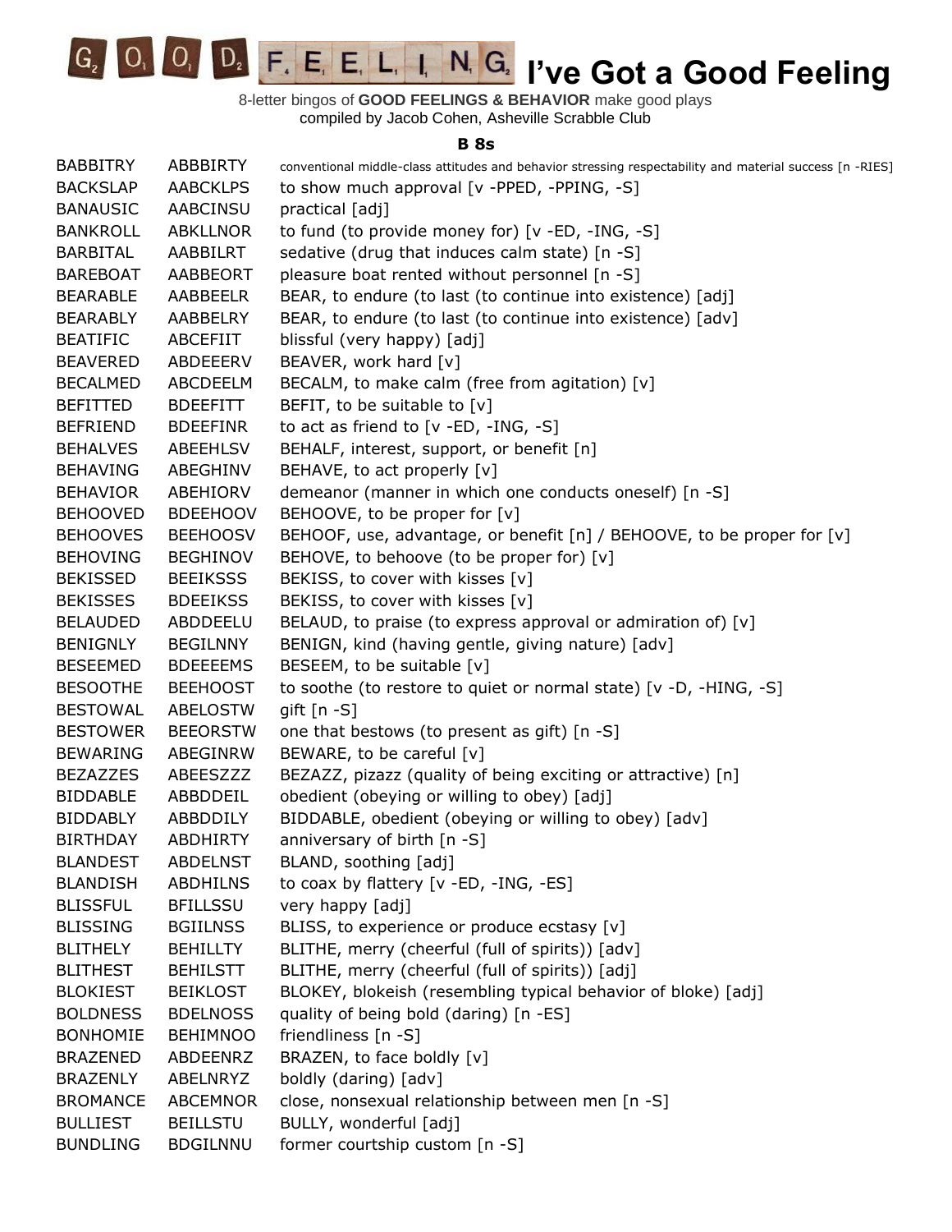# I've Got a Good Feeling

8-letter bingos of **GOOD FEELINGS & BEHAVIOR** make good plays
compiled by Jacob Cohen, Asheville Scrabble Club

### B 8s

| | | |
|---|---|---|
| BABBITRY | ABBBIRTY | conventional middle-class attitudes and behavior stressing respectability and material success [n -RIES] |
| BACKSLAP | AABCKLPS | to show much approval [v -PPED, -PPING, -S] |
| BANAUSIC | AABCINSU | practical [adj] |
| BANKROLL | ABKLLNOR | to fund (to provide money for) [v -ED, -ING, -S] |
| BARBITAL | AABBILRT | sedative (drug that induces calm state) [n -S] |
| BAREBOAT | AABBEORT | pleasure boat rented without personnel [n -S] |
| BEARABLE | AABBEELR | BEAR, to endure (to last (to continue into existence) [adj] |
| BEARABLY | AABBELRY | BEAR, to endure (to last (to continue into existence) [adv] |
| BEATIFIC | ABCEFIIT | blissful (very happy) [adj] |
| BEAVERED | ABDEEERV | BEAVER, work hard [v] |
| BECALMED | ABCDEELM | BECALM, to make calm (free from agitation) [v] |
| BEFITTED | BDEEFITT | BEFIT, to be suitable to [v] |
| BEFRIEND | BDEEFINR | to act as friend to [v -ED, -ING, -S] |
| BEHALVES | ABEEHLSV | BEHALF, interest, support, or benefit [n] |
| BEHAVING | ABEGHINV | BEHAVE, to act properly [v] |
| BEHAVIOR | ABEHIORV | demeanor (manner in which one conducts oneself) [n -S] |
| BEHOOVED | BDEEHOOV | BEHOOVE, to be proper for [v] |
| BEHOOVES | BEEHOOSV | BEHOOF, use, advantage, or benefit [n] / BEHOOVE, to be proper for [v] |
| BEHOVING | BEGHINOV | BEHOVE, to behoove (to be proper for) [v] |
| BEKISSED | BEEIKSSS | BEKISS, to cover with kisses [v] |
| BEKISSES | BDEEIKSS | BEKISS, to cover with kisses [v] |
| BELAUDED | ABDDEELU | BELAUD, to praise (to express approval or admiration of) [v] |
| BENIGNLY | BEGILNNY | BENIGN, kind (having gentle, giving nature) [adv] |
| BESEEMED | BDEEEEMS | BESEEM, to be suitable [v] |
| BESOOTHE | BEEHOOST | to soothe (to restore to quiet or normal state) [v -D, -HING, -S] |
| BESTOWAL | ABELOSTW | gift [n -S] |
| BESTOWER | BEEORSTW | one that bestows (to present as gift) [n -S] |
| BEWARING | ABEGINRW | BEWARE, to be careful [v] |
| BEZAZZES | ABEESZZZ | BEZAZZ, pizazz (quality of being exciting or attractive) [n] |
| BIDDABLE | ABBDDEIL | obedient (obeying or willing to obey) [adj] |
| BIDDABLY | ABBDDILY | BIDDABLE, obedient (obeying or willing to obey) [adv] |
| BIRTHDAY | ABDHIRTY | anniversary of birth [n -S] |
| BLANDEST | ABDELNST | BLAND, soothing [adj] |
| BLANDISH | ABDHILNS | to coax by flattery [v -ED, -ING, -ES] |
| BLISSFUL | BFILLSSU | very happy [adj] |
| BLISSING | BGIILNSS | BLISS, to experience or produce ecstasy [v] |
| BLITHELY | BEHILLTY | BLITHE, merry (cheerful (full of spirits)) [adv] |
| BLITHEST | BEHILSTT | BLITHE, merry (cheerful (full of spirits)) [adj] |
| BLOKIEST | BEIKLOST | BLOKEY, blokeish (resembling typical behavior of bloke) [adj] |
| BOLDNESS | BDELNOSS | quality of being bold (daring) [n -ES] |
| BONHOMIE | BEHIMNOO | friendliness [n -S] |
| BRAZENED | ABDEENRZ | BRAZEN, to face boldly [v] |
| BRAZENLY | ABELNRYZ | boldly (daring) [adv] |
| BROMANCE | ABCEMNOR | close, nonsexual relationship between men [n -S] |
| BULLIEST | BEILLSTU | BULLY, wonderful [adj] |
| BUNDLING | BDGILNNU | former courtship custom [n -S] |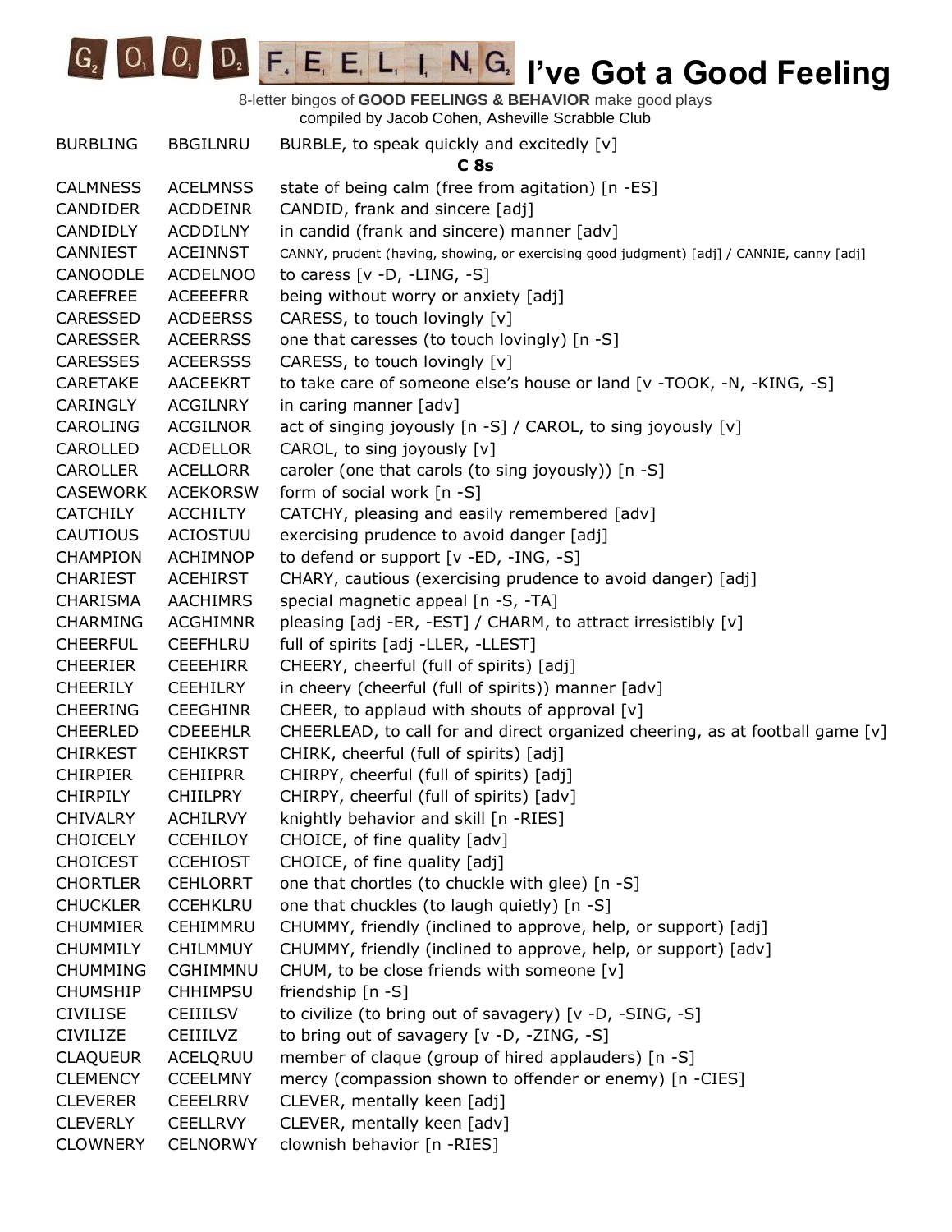# I've Got a Good Feeling

8-letter bingos of **GOOD FEELINGS & BEHAVIOR** make good plays
compiled by Jacob Cohen, Asheville Scrabble Club

| | | |
|---|---|---|
| BURBLING | BBGILNRU | BURBLE, to speak quickly and excitedly [v] |
| | | **C 8s** |
| CALMNESS | ACELMNSS | state of being calm (free from agitation) [n -ES] |
| CANDIDER | ACDDEINR | CANDID, frank and sincere [adj] |
| CANDIDLY | ACDDILNY | in candid (frank and sincere) manner [adv] |
| CANNIEST | ACEINNST | CANNY, prudent (having, showing, or exercising good judgment) [adj] / CANNIE, canny [adj] |
| CANOODLE | ACDELNOO | to caress [v -D, -LING, -S] |
| CAREFREE | ACEEEFRR | being without worry or anxiety [adj] |
| CARESSED | ACDEERSS | CARESS, to touch lovingly [v] |
| CARESSER | ACEERRSS | one that caresses (to touch lovingly) [n -S] |
| CARESSES | ACEERSSS | CARESS, to touch lovingly [v] |
| CARETAKE | AACEEKRT | to take care of someone else's house or land [v -TOOK, -N, -KING, -S] |
| CARINGLY | ACGILNRY | in caring manner [adv] |
| CAROLING | ACGILNOR | act of singing joyously [n -S] / CAROL, to sing joyously [v] |
| CAROLLED | ACDELLOR | CAROL, to sing joyously [v] |
| CAROLLER | ACELLORR | caroler (one that carols (to sing joyously)) [n -S] |
| CASEWORK | ACEKORSW | form of social work [n -S] |
| CATCHILY | ACCHILTY | CATCHY, pleasing and easily remembered [adv] |
| CAUTIOUS | ACIOSTUU | exercising prudence to avoid danger [adj] |
| CHAMPION | ACHIMNOP | to defend or support [v -ED, -ING, -S] |
| CHARIEST | ACEHIRST | CHARY, cautious (exercising prudence to avoid danger) [adj] |
| CHARISMA | AACHIMRS | special magnetic appeal [n -S, -TA] |
| CHARMING | ACGHIMNR | pleasing [adj -ER, -EST] / CHARM, to attract irresistibly [v] |
| CHEERFUL | CEEFHLRU | full of spirits [adj -LLER, -LLEST] |
| CHEERIER | CEEEHIRR | CHEERY, cheerful (full of spirits) [adj] |
| CHEERILY | CEEHILRY | in cheery (cheerful (full of spirits)) manner [adv] |
| CHEERING | CEEGHINR | CHEER, to applaud with shouts of approval [v] |
| CHEERLED | CDEEEHLR | CHEERLEAD, to call for and direct organized cheering, as at football game [v] |
| CHIRKEST | CEHIKRST | CHIRK, cheerful (full of spirits) [adj] |
| CHIRPIER | CEHIIPRR | CHIRPY, cheerful (full of spirits) [adj] |
| CHIRPILY | CHIILPRY | CHIRPY, cheerful (full of spirits) [adv] |
| CHIVALRY | ACHILRVY | knightly behavior and skill [n -RIES] |
| CHOICELY | CCEHILOY | CHOICE, of fine quality [adv] |
| CHOICEST | CCEHIOST | CHOICE, of fine quality [adj] |
| CHORTLER | CEHLORRT | one that chortles (to chuckle with glee) [n -S] |
| CHUCKLER | CCEHKLRU | one that chuckles (to laugh quietly) [n -S] |
| CHUMMIER | CEHIMMRU | CHUMMY, friendly (inclined to approve, help, or support) [adj] |
| CHUMMILY | CHILMMUY | CHUMMY, friendly (inclined to approve, help, or support) [adv] |
| CHUMMING | CGHIMMNU | CHUM, to be close friends with someone [v] |
| CHUMSHIP | CHHIMPSU | friendship [n -S] |
| CIVILISE | CEIIILSV | to civilize (to bring out of savagery) [v -D, -SING, -S] |
| CIVILIZE | CEIIILVZ | to bring out of savagery [v -D, -ZING, -S] |
| CLAQUEUR | ACELQRUU | member of claque (group of hired applauders) [n -S] |
| CLEMENCY | CCEELMNY | mercy (compassion shown to offender or enemy) [n -CIES] |
| CLEVERER | CEEELRRV | CLEVER, mentally keen [adj] |
| CLEVERLY | CEELLRVY | CLEVER, mentally keen [adv] |
| CLOWNERY | CELNORWY | clownish behavior [n -RIES] |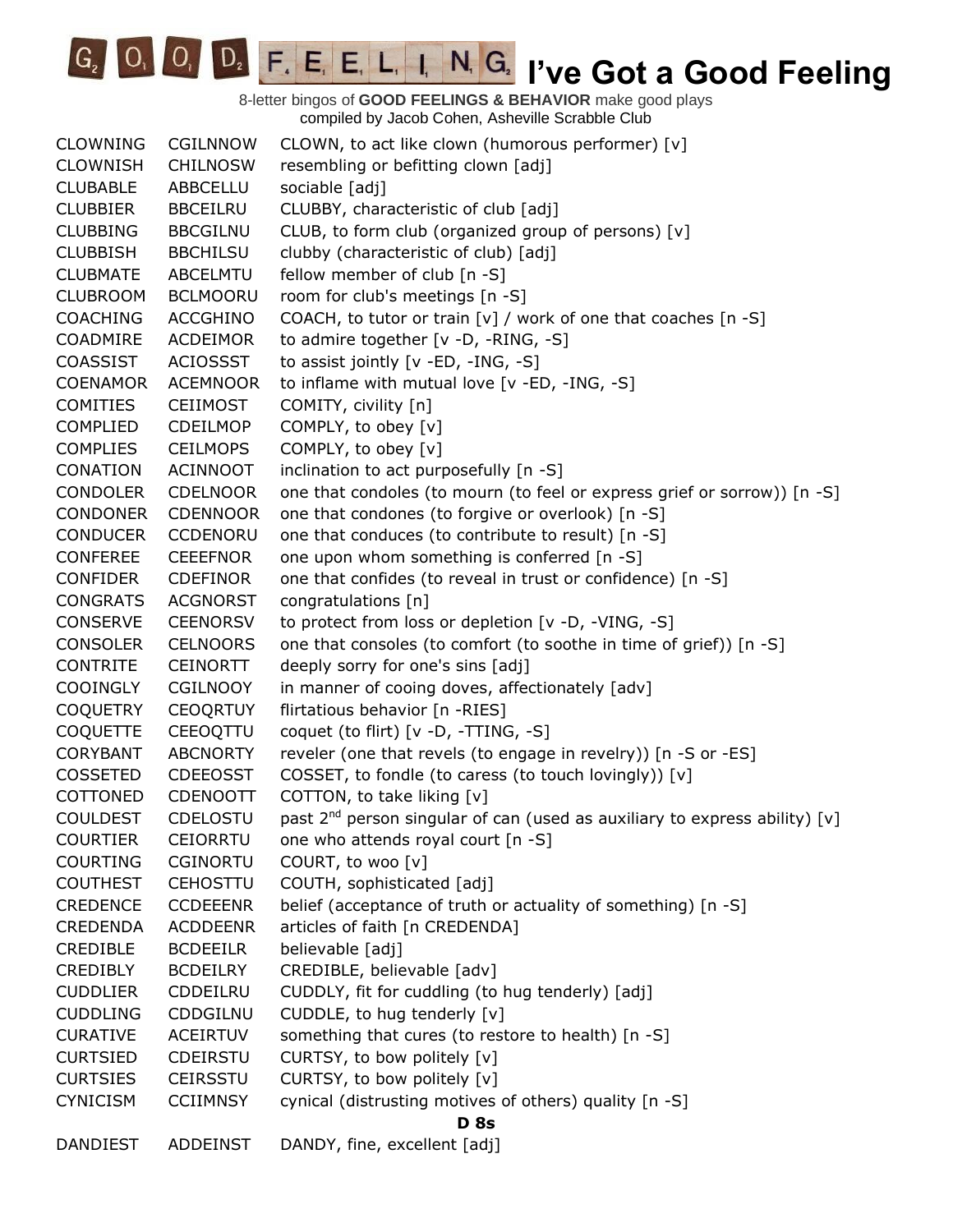# I've Got a Good Feeling

8-letter bingos of **GOOD FEELINGS & BEHAVIOR** make good plays
compiled by Jacob Cohen, Asheville Scrabble Club

| | | |
|---|---|---|
| CLOWNING | CGILNNOW | CLOWN, to act like clown (humorous performer) [v] |
| CLOWNISH | CHILNOSW | resembling or befitting clown [adj] |
| CLUBABLE | ABBCELLU | sociable [adj] |
| CLUBBIER | BBCEILRU | CLUBBY, characteristic of club [adj] |
| CLUBBING | BBCGILNU | CLUB, to form club (organized group of persons) [v] |
| CLUBBISH | BBCHILSU | clubby (characteristic of club) [adj] |
| CLUBMATE | ABCELMTU | fellow member of club [n -S] |
| CLUBROOM | BCLMOORU | room for club's meetings [n -S] |
| COACHING | ACCGHINO | COACH, to tutor or train [v] / work of one that coaches [n -S] |
| COADMIRE | ACDEIMOR | to admire together [v -D, -RING, -S] |
| COASSIST | ACIOSSST | to assist jointly [v -ED, -ING, -S] |
| COENAMOR | ACEMNOOR | to inflame with mutual love [v -ED, -ING, -S] |
| COMITIES | CEIIMOST | COMITY, civility [n] |
| COMPLIED | CDEILMOP | COMPLY, to obey [v] |
| COMPLIES | CEILMOPS | COMPLY, to obey [v] |
| CONATION | ACINNOOT | inclination to act purposefully [n -S] |
| CONDOLER | CDELNOOR | one that condoles (to mourn (to feel or express grief or sorrow)) [n -S] |
| CONDONER | CDENNOOR | one that condones (to forgive or overlook) [n -S] |
| CONDUCER | CCDENORU | one that conduces (to contribute to result) [n -S] |
| CONFEREE | CEEEFNOR | one upon whom something is conferred [n -S] |
| CONFIDER | CDEFINOR | one that confides (to reveal in trust or confidence) [n -S] |
| CONGRATS | ACGNORST | congratulations [n] |
| CONSERVE | CEENORSV | to protect from loss or depletion [v -D, -VING, -S] |
| CONSOLER | CELNOORS | one that consoles (to comfort (to soothe in time of grief)) [n -S] |
| CONTRITE | CEINORTT | deeply sorry for one's sins [adj] |
| COOINGLY | CGILNOOY | in manner of cooing doves, affectionately [adv] |
| COQUETRY | CEOQRTUY | flirtatious behavior [n -RIES] |
| COQUETTE | CEEOQTTU | coquet (to flirt) [v -D, -TTING, -S] |
| CORYBANT | ABCNORTY | reveler (one that revels (to engage in revelry)) [n -S or -ES] |
| COSSETED | CDEEOSST | COSSET, to fondle (to caress (to touch lovingly)) [v] |
| COTTONED | CDENOOTT | COTTON, to take liking [v] |
| COULDEST | CDELOSTU | past 2nd person singular of can (used as auxiliary to express ability) [v] |
| COURTIER | CEIORRTU | one who attends royal court [n -S] |
| COURTING | CGINORTU | COURT, to woo [v] |
| COUTHEST | CEHOSTTU | COUTH, sophisticated [adj] |
| CREDENCE | CCDEEENR | belief (acceptance of truth or actuality of something) [n -S] |
| CREDENDA | ACDDEENR | articles of faith [n CREDENDA] |
| CREDIBLE | BCDEEILR | believable [adj] |
| CREDIBLY | BCDEILRY | CREDIBLE, believable [adv] |
| CUDDLIER | CDDEILRU | CUDDLY, fit for cuddling (to hug tenderly) [adj] |
| CUDDLING | CDDGILNU | CUDDLE, to hug tenderly [v] |
| CURATIVE | ACEIRTUV | something that cures (to restore to health) [n -S] |
| CURTSIED | CDEIRSTU | CURTSY, to bow politely [v] |
| CURTSIES | CEIRSSTU | CURTSY, to bow politely [v] |
| CYNICISM | CCIIMNSY | cynical (distrusting motives of others) quality [n -S] |

**D 8s**

| | | |
|---|---|---|
| DANDIEST | ADDEINST | DANDY, fine, excellent [adj] |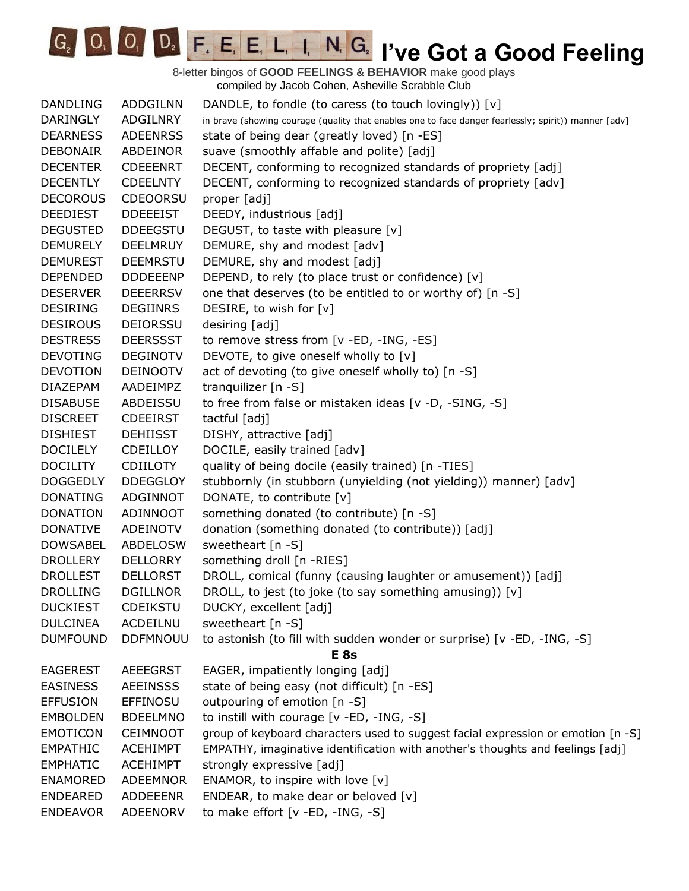# I've Got a Good Feeling

8-letter bingos of **GOOD FEELINGS & BEHAVIOR** make good plays
compiled by Jacob Cohen, Asheville Scrabble Club

| | | |
|---|---|---|
| DANDLING | ADDGILNN | DANDLE, to fondle (to caress (to touch lovingly)) [v] |
| DARINGLY | ADGILNRY | in brave (showing courage (quality that enables one to face danger fearlessly; spirit)) manner [adv] |
| DEARNESS | ADEENRSS | state of being dear (greatly loved) [n -ES] |
| DEBONAIR | ABDEINOR | suave (smoothly affable and polite) [adj] |
| DECENTER | CDEEENRT | DECENT, conforming to recognized standards of propriety [adj] |
| DECENTLY | CDEELNTY | DECENT, conforming to recognized standards of propriety [adv] |
| DECOROUS | CDEOORSU | proper [adj] |
| DEEDIEST | DDEEEIST | DEEDY, industrious [adj] |
| DEGUSTED | DDEEGSTU | DEGUST, to taste with pleasure [v] |
| DEMURELY | DEELMRUY | DEMURE, shy and modest [adv] |
| DEMUREST | DEEMRSTU | DEMURE, shy and modest [adj] |
| DEPENDED | DDDEEENP | DEPEND, to rely (to place trust or confidence) [v] |
| DESERVER | DEEERRSV | one that deserves (to be entitled to or worthy of) [n -S] |
| DESIRING | DEGIINRS | DESIRE, to wish for [v] |
| DESIROUS | DEIORSSU | desiring [adj] |
| DESTRESS | DEERSSST | to remove stress from [v -ED, -ING, -ES] |
| DEVOTING | DEGINOTV | DEVOTE, to give oneself wholly to [v] |
| DEVOTION | DEINOOTV | act of devoting (to give oneself wholly to) [n -S] |
| DIAZEPAM | AADEIMPZ | tranquilizer [n -S] |
| DISABUSE | ABDEISSU | to free from false or mistaken ideas [v -D, -SING, -S] |
| DISCREET | CDEEIRST | tactful [adj] |
| DISHIEST | DEHIISST | DISHY, attractive [adj] |
| DOCILELY | CDEILLOY | DOCILE, easily trained [adv] |
| DOCILITY | CDIILOTY | quality of being docile (easily trained) [n -TIES] |
| DOGGEDLY | DDEGGLOY | stubbornly (in stubborn (unyielding (not yielding)) manner) [adv] |
| DONATING | ADGINNOT | DONATE, to contribute [v] |
| DONATION | ADINNOOT | something donated (to contribute) [n -S] |
| DONATIVE | ADEINOTV | donation (something donated (to contribute)) [adj] |
| DOWSABEL | ABDELOSW | sweetheart [n -S] |
| DROLLERY | DELLORRY | something droll [n -RIES] |
| DROLLEST | DELLORST | DROLL, comical (funny (causing laughter or amusement)) [adj] |
| DROLLING | DGILLNOR | DROLL, to jest (to joke (to say something amusing)) [v] |
| DUCKIEST | CDEIKSTU | DUCKY, excellent [adj] |
| DULCINEA | ACDEILNU | sweetheart [n -S] |
| DUMFOUND | DDFMNOUU | to astonish (to fill with sudden wonder or surprise) [v -ED, -ING, -S] |
| | | **E 8s** |
| EAGEREST | AEEEGRST | EAGER, impatiently longing [adj] |
| EASINESS | AEEINSSS | state of being easy (not difficult) [n -ES] |
| EFFUSION | EFFINOSU | outpouring of emotion [n -S] |
| EMBOLDEN | BDEELMNO | to instill with courage [v -ED, -ING, -S] |
| EMOTICON | CEIMNOOT | group of keyboard characters used to suggest facial expression or emotion [n -S] |
| EMPATHIC | ACEHIMPT | EMPATHY, imaginative identification with another's thoughts and feelings [adj] |
| EMPHATIC | ACEHIMPT | strongly expressive [adj] |
| ENAMORED | ADEEMNOR | ENAMOR, to inspire with love [v] |
| ENDEARED | ADDEEENR | ENDEAR, to make dear or beloved [v] |
| ENDEAVOR | ADEENORV | to make effort [v -ED, -ING, -S] |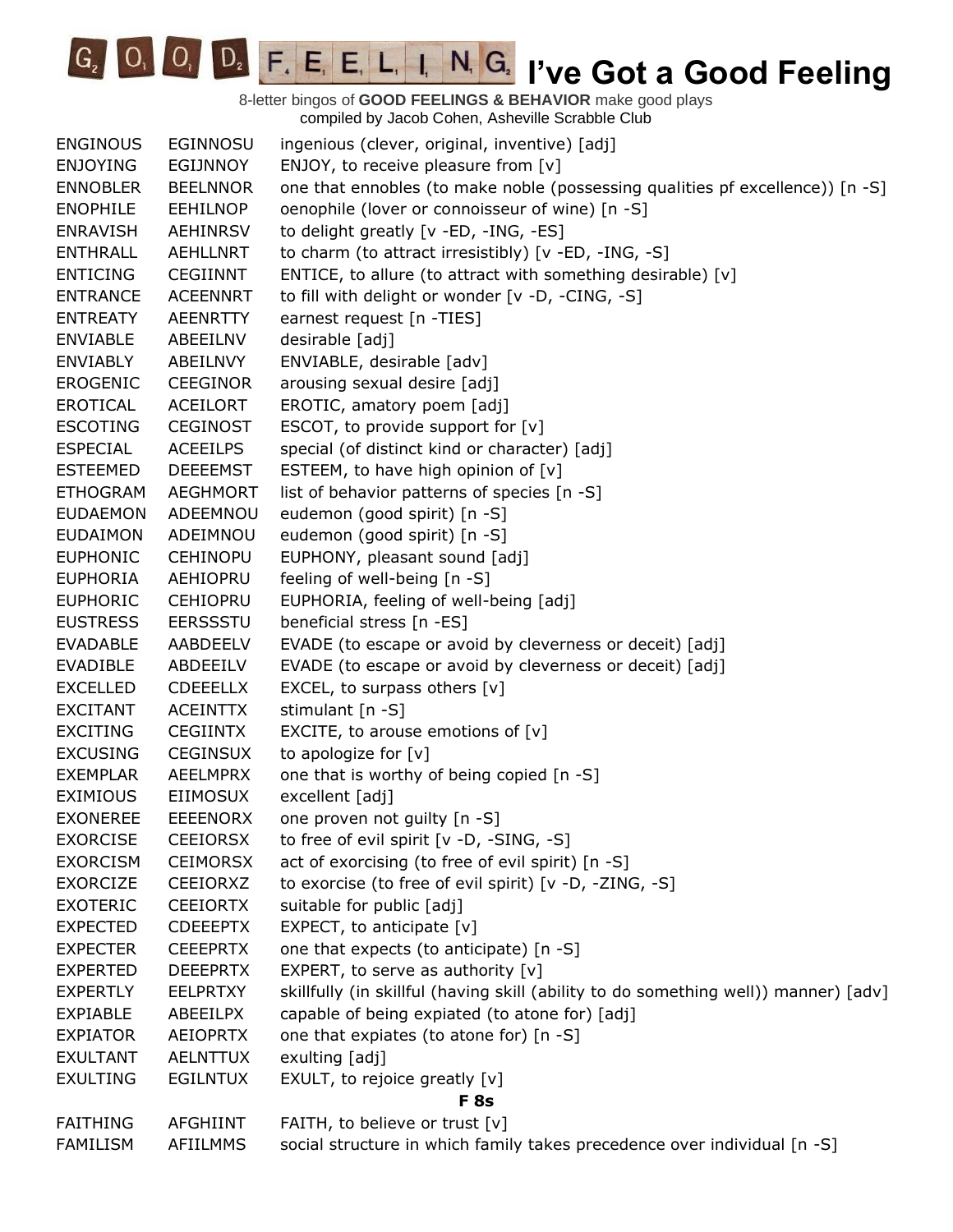# I've Got a Good Feeling

8-letter bingos of **GOOD FEELINGS & BEHAVIOR** make good plays
compiled by Jacob Cohen, Asheville Scrabble Club

| | | |
|---|---|---|
| ENGINOUS | EGINNOSU | ingenious (clever, original, inventive) [adj] |
| ENJOYING | EGIJNNOY | ENJOY, to receive pleasure from [v] |
| ENNOBLER | BEELNNOR | one that ennobles (to make noble (possessing qualities pf excellence)) [n -S] |
| ENOPHILE | EEHILNOP | oenophile (lover or connoisseur of wine) [n -S] |
| ENRAVISH | AEHINRSV | to delight greatly [v -ED, -ING, -ES] |
| ENTHRALL | AEHLLNRT | to charm (to attract irresistibly) [v -ED, -ING, -S] |
| ENTICING | CEGIINNT | ENTICE, to allure (to attract with something desirable) [v] |
| ENTRANCE | ACEENNRT | to fill with delight or wonder [v -D, -CING, -S] |
| ENTREATY | AEENRTTY | earnest request [n -TIES] |
| ENVIABLE | ABEEILNV | desirable [adj] |
| ENVIABLY | ABEILNVY | ENVIABLE, desirable [adv] |
| EROGENIC | CEEGINOR | arousing sexual desire [adj] |
| EROTICAL | ACEILORT | EROTIC, amatory poem [adj] |
| ESCOTING | CEGINOST | ESCOT, to provide support for [v] |
| ESPECIAL | ACEEILPS | special (of distinct kind or character) [adj] |
| ESTEEMED | DEEEEMST | ESTEEM, to have high opinion of [v] |
| ETHOGRAM | AEGHMORT | list of behavior patterns of species [n -S] |
| EUDAEMON | ADEEMNOU | eudemon (good spirit) [n -S] |
| EUDAIMON | ADEIMNOU | eudemon (good spirit) [n -S] |
| EUPHONIC | CEHINOPU | EUPHONY, pleasant sound [adj] |
| EUPHORIA | AEHIOPRU | feeling of well-being [n -S] |
| EUPHORIC | CEHIOPRU | EUPHORIA, feeling of well-being [adj] |
| EUSTRESS | EERSSSTU | beneficial stress [n -ES] |
| EVADABLE | AABDEELV | EVADE (to escape or avoid by cleverness or deceit) [adj] |
| EVADIBLE | ABDEEILV | EVADE (to escape or avoid by cleverness or deceit) [adj] |
| EXCELLED | CDEEELLX | EXCEL, to surpass others [v] |
| EXCITANT | ACEINTTX | stimulant [n -S] |
| EXCITING | CEGIINTX | EXCITE, to arouse emotions of [v] |
| EXCUSING | CEGINSUX | to apologize for [v] |
| EXEMPLAR | AEELMPRX | one that is worthy of being copied [n -S] |
| EXIMIOUS | EIIMOSUX | excellent [adj] |
| EXONEREE | EEEENORX | one proven not guilty [n -S] |
| EXORCISE | CEEIORSX | to free of evil spirit [v -D, -SING, -S] |
| EXORCISM | CEIMORSX | act of exorcising (to free of evil spirit) [n -S] |
| EXORCIZE | CEEIORXZ | to exorcise (to free of evil spirit) [v -D, -ZING, -S] |
| EXOTERIC | CEEIORTX | suitable for public [adj] |
| EXPECTED | CDEEEPTX | EXPECT, to anticipate [v] |
| EXPECTER | CEEEPRTX | one that expects (to anticipate) [n -S] |
| EXPERTED | DEEEPRTX | EXPERT, to serve as authority [v] |
| EXPERTLY | EELPRTXY | skillfully (in skillful (having skill (ability to do something well)) manner) [adv] |
| EXPIABLE | ABEEILPX | capable of being expiated (to atone for) [adj] |
| EXPIATOR | AEIOPRTX | one that expiates (to atone for) [n -S] |
| EXULTANT | AELNTTUX | exulting [adj] |
| EXULTING | EGILNTUX | EXULT, to rejoice greatly [v] |
| | | **F 8s** |
| FAITHING | AFGHIINT | FAITH, to believe or trust [v] |
| FAMILISM | AFIILMMS | social structure in which family takes precedence over individual [n -S] |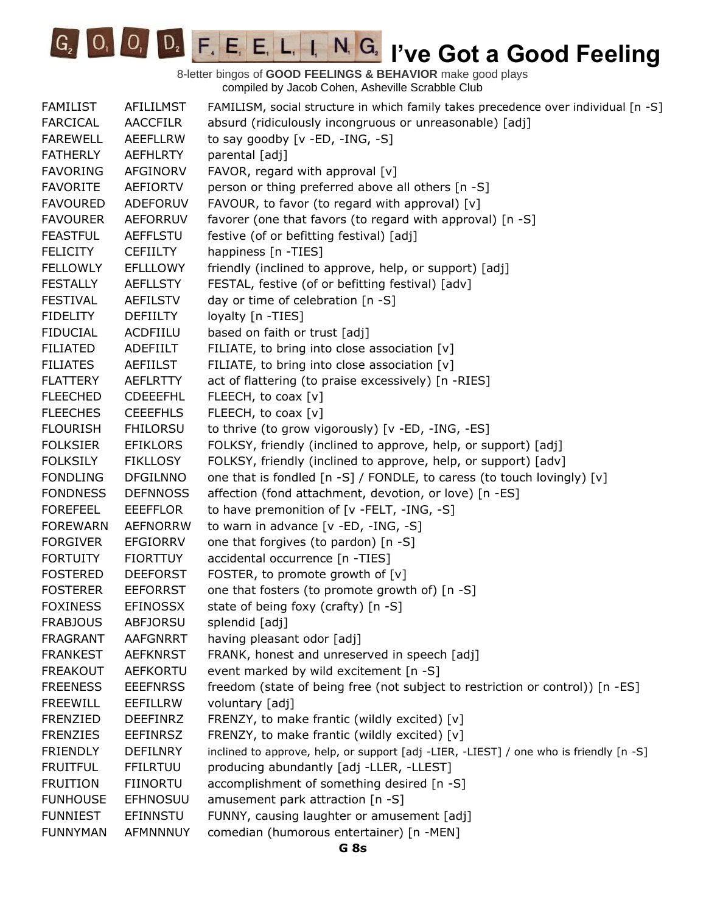# I've Got a Good Feeling

8-letter bingos of **GOOD FEELINGS & BEHAVIOR** make good plays
compiled by Jacob Cohen, Asheville Scrabble Club

| | | |
|---|---|---|
| FAMILIST | AFILILMST | FAMILISM, social structure in which family takes precedence over individual [n -S] |
| FARCICAL | AACCFILR | absurd (ridiculously incongruous or unreasonable) [adj] |
| FAREWELL | AEEFLLRW | to say goodby [v -ED, -ING, -S] |
| FATHERLY | AEFHLRTY | parental [adj] |
| FAVORING | AFGINORV | FAVOR, regard with approval [v] |
| FAVORITE | AEFIORTV | person or thing preferred above all others [n -S] |
| FAVOURED | ADEFORUV | FAVOUR, to favor (to regard with approval) [v] |
| FAVOURER | AEFORRUV | favorer (one that favors (to regard with approval) [n -S] |
| FEASTFUL | AEFFLSTU | festive (of or befitting festival) [adj] |
| FELICITY | CEFIILTY | happiness [n -TIES] |
| FELLOWLY | EFLLLOWY | friendly (inclined to approve, help, or support) [adj] |
| FESTALLY | AEFLLSTY | FESTAL, festive (of or befitting festival) [adv] |
| FESTIVAL | AEFILSTV | day or time of celebration [n -S] |
| FIDELITY | DEFIILTY | loyalty [n -TIES] |
| FIDUCIAL | ACDFIILU | based on faith or trust [adj] |
| FILIATED | ADEFIILT | FILIATE, to bring into close association [v] |
| FILIATES | AEFIILST | FILIATE, to bring into close association [v] |
| FLATTERY | AEFLRTTY | act of flattering (to praise excessively) [n -RIES] |
| FLEECHED | CDEEEFHL | FLEECH, to coax [v] |
| FLEECHES | CEEEFHLS | FLEECH, to coax [v] |
| FLOURISH | FHILORSU | to thrive (to grow vigorously) [v -ED, -ING, -ES] |
| FOLKSIER | EFIKLORS | FOLKSY, friendly (inclined to approve, help, or support) [adj] |
| FOLKSILY | FIKLLOSY | FOLKSY, friendly (inclined to approve, help, or support) [adv] |
| FONDLING | DFGILNNO | one that is fondled [n -S] / FONDLE, to caress (to touch lovingly) [v] |
| FONDNESS | DEFNNOSS | affection (fond attachment, devotion, or love) [n -ES] |
| FOREFEEL | EEEFFLOR | to have premonition of [v -FELT, -ING, -S] |
| FOREWARN | AEFNORRW | to warn in advance [v -ED, -ING, -S] |
| FORGIVER | EFGIORRV | one that forgives (to pardon) [n -S] |
| FORTUITY | FIORTTUY | accidental occurrence [n -TIES] |
| FOSTERED | DEEFORST | FOSTER, to promote growth of [v] |
| FOSTERER | EEFORRST | one that fosters (to promote growth of) [n -S] |
| FOXINESS | EFINOSSX | state of being foxy (crafty) [n -S] |
| FRABJOUS | ABFJORSU | splendid [adj] |
| FRAGRANT | AAFGNRRT | having pleasant odor [adj] |
| FRANKEST | AEFKNRST | FRANK, honest and unreserved in speech [adj] |
| FREAKOUT | AEFKORTU | event marked by wild excitement [n -S] |
| FREENESS | EEEFNRSS | freedom (state of being free (not subject to restriction or control)) [n -ES] |
| FREEWILL | EEFILLRW | voluntary [adj] |
| FRENZIED | DEEFINRZ | FRENZY, to make frantic (wildly excited) [v] |
| FRENZIES | EEFINRSZ | FRENZY, to make frantic (wildly excited) [v] |
| FRIENDLY | DEFILNRY | inclined to approve, help, or support [adj -LIER, -LIEST] / one who is friendly [n -S] |
| FRUITFUL | FFILRTUU | producing abundantly [adj -LLER, -LLEST] |
| FRUITION | FIINORTU | accomplishment of something desired [n -S] |
| FUNHOUSE | EFHNOSUU | amusement park attraction [n -S] |
| FUNNIEST | EFINNSTU | FUNNY, causing laughter or amusement [adj] |
| FUNNYMAN | AFMNNNUY | comedian (humorous entertainer) [n -MEN] |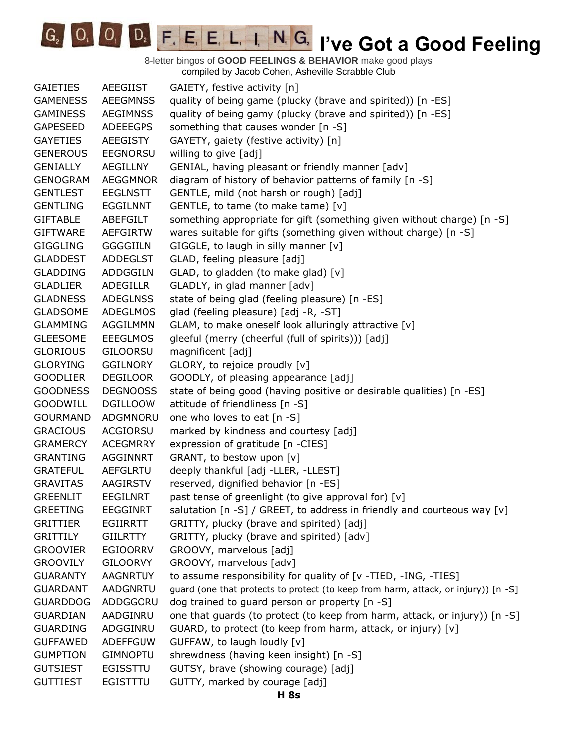# I've Got a Good Feeling

8-letter bingos of **GOOD FEELINGS & BEHAVIOR** make good plays
compiled by Jacob Cohen, Asheville Scrabble Club

| | | |
|---|---|---|
| GAIETIES | AEEGIIST | GAIETY, festive activity [n] |
| GAMENESS | AEEGMNSS | quality of being game (plucky (brave and spirited)) [n -ES] |
| GAMINESS | AEGIMNSS | quality of being gamy (plucky (brave and spirited)) [n -ES] |
| GAPESEED | ADEEEGPS | something that causes wonder [n -S] |
| GAYETIES | AEEGISTY | GAYETY, gaiety (festive activity) [n] |
| GENEROUS | EEGNORSU | willing to give [adj] |
| GENIALLY | AEGILLNY | GENIAL, having pleasant or friendly manner [adv] |
| GENOGRAM | AEGGMNOR | diagram of history of behavior patterns of family [n -S] |
| GENTLEST | EEGLNSTT | GENTLE, mild (not harsh or rough) [adj] |
| GENTLING | EGGILNNT | GENTLE, to tame (to make tame) [v] |
| GIFTABLE | ABEFGILT | something appropriate for gift (something given without charge) [n -S] |
| GIFTWARE | AEFGIRTW | wares suitable for gifts (something given without charge) [n -S] |
| GIGGLING | GGGGIILN | GIGGLE, to laugh in silly manner [v] |
| GLADDEST | ADDEGLST | GLAD, feeling pleasure [adj] |
| GLADDING | ADDGGILN | GLAD, to gladden (to make glad) [v] |
| GLADLIER | ADEGILLR | GLADLY, in glad manner [adv] |
| GLADNESS | ADEGLNSS | state of being glad (feeling pleasure) [n -ES] |
| GLADSOME | ADEGLMOS | glad (feeling pleasure) [adj -R, -ST] |
| GLAMMING | AGGILMMN | GLAM, to make oneself look alluringly attractive [v] |
| GLEESOME | EEEGLMOS | gleeful (merry (cheerful (full of spirits))) [adj] |
| GLORIOUS | GILOORSU | magnificent [adj] |
| GLORYING | GGILNORY | GLORY, to rejoice proudly [v] |
| GOODLIER | DEGILOOR | GOODLY, of pleasing appearance [adj] |
| GOODNESS | DEGNOOSS | state of being good (having positive or desirable qualities) [n -ES] |
| GOODWILL | DGILLOOW | attitude of friendliness [n -S] |
| GOURMAND | ADGMNORU | one who loves to eat [n -S] |
| GRACIOUS | ACGIORSU | marked by kindness and courtesy [adj] |
| GRAMERCY | ACEGMRRY | expression of gratitude [n -CIES] |
| GRANTING | AGGINNRT | GRANT, to bestow upon [v] |
| GRATEFUL | AEFGLRTU | deeply thankful [adj -LLER, -LLEST] |
| GRAVITAS | AAGIRSTV | reserved, dignified behavior [n -ES] |
| GREENLIT | EEGILNRT | past tense of greenlight (to give approval for) [v] |
| GREETING | EEGGINRT | salutation [n -S] / GREET, to address in friendly and courteous way [v] |
| GRITTIER | EGIIRRTT | GRITTY, plucky (brave and spirited) [adj] |
| GRITTILY | GIILRTTY | GRITTY, plucky (brave and spirited) [adv] |
| GROOVIER | EGIOORRV | GROOVY, marvelous [adj] |
| GROOVILY | GILOORVY | GROOVY, marvelous [adv] |
| GUARANTY | AAGNRTUY | to assume responsibility for quality of [v -TIED, -ING, -TIES] |
| GUARDANT | AADGNRTU | guard (one that protects to protect (to keep from harm, attack, or injury)) [n -S] |
| GUARDDOG | ADDGGORU | dog trained to guard person or property [n -S] |
| GUARDIAN | AADGINRU | one that guards (to protect (to keep from harm, attack, or injury)) [n -S] |
| GUARDING | ADGGINRU | GUARD, to protect (to keep from harm, attack, or injury) [v] |
| GUFFAWED | ADEFFGUW | GUFFAW, to laugh loudly [v] |
| GUMPTION | GIMNOPTU | shrewdness (having keen insight) [n -S] |
| GUTSIEST | EGISSTTU | GUTSY, brave (showing courage) [adj] |
| GUTTIEST | EGISTTTU | GUTTY, marked by courage [adj] |

**H 8s**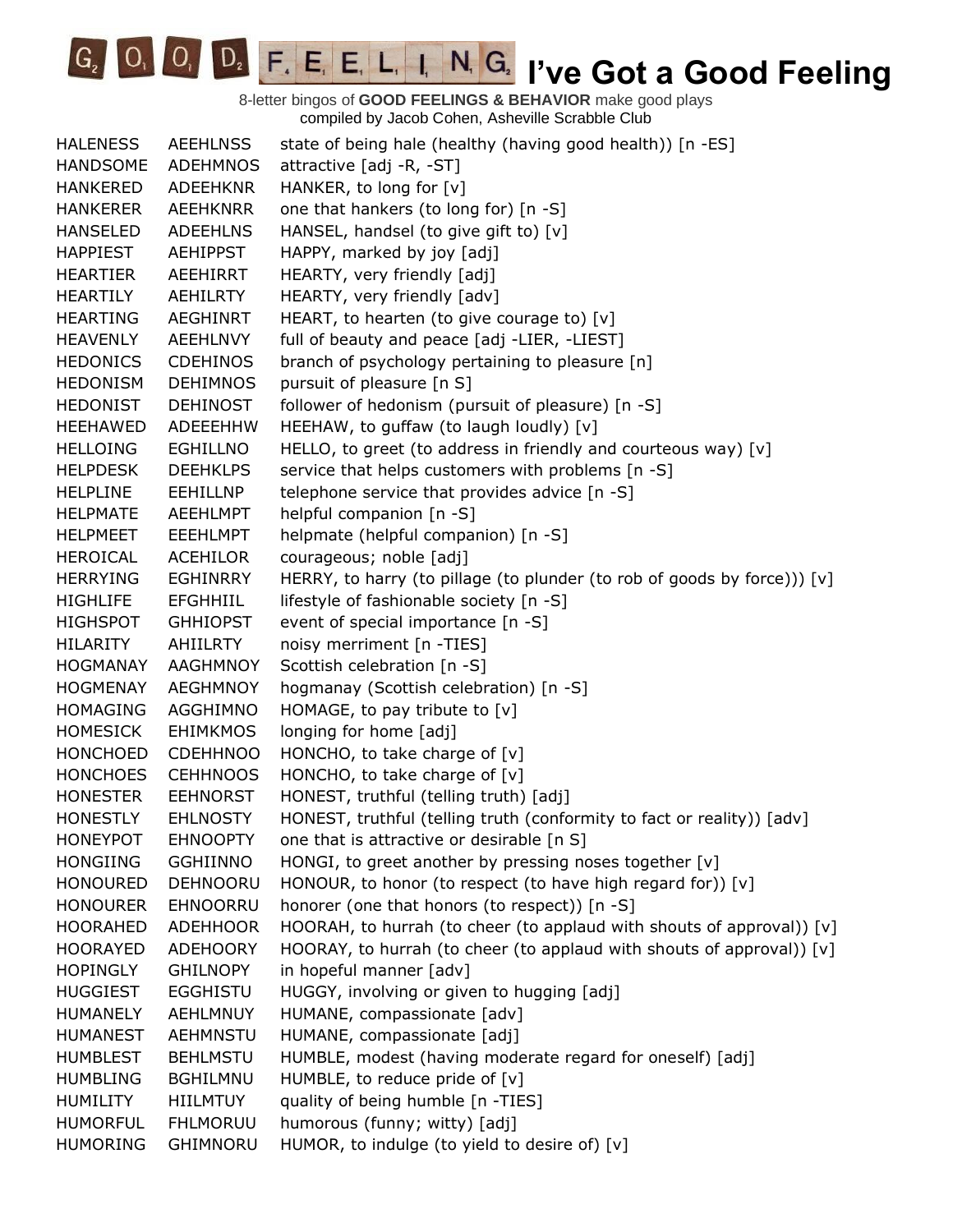# I've Got a Good Feeling

8-letter bingos of **GOOD FEELINGS & BEHAVIOR** make good plays
compiled by Jacob Cohen, Asheville Scrabble Club

| | | |
|---|---|---|
| HALENESS | AEEHLNSS | state of being hale (healthy (having good health)) [n -ES] |
| HANDSOME | ADEHMNOS | attractive [adj -R, -ST] |
| HANKERED | ADEEHKNR | HANKER, to long for [v] |
| HANKERER | AEEHKNRR | one that hankers (to long for) [n -S] |
| HANSELED | ADEEHLNS | HANSEL, handsel (to give gift to) [v] |
| HAPPIEST | AEHIPPST | HAPPY, marked by joy [adj] |
| HEARTIER | AEEHIRRT | HEARTY, very friendly [adj] |
| HEARTILY | AEHILRTY | HEARTY, very friendly [adv] |
| HEARTING | AEGHINRT | HEART, to hearten (to give courage to) [v] |
| HEAVENLY | AEEHLNVY | full of beauty and peace [adj -LIER, -LIEST] |
| HEDONICS | CDEHINOS | branch of psychology pertaining to pleasure [n] |
| HEDONISM | DEHIMNOS | pursuit of pleasure [n S] |
| HEDONIST | DEHINOST | follower of hedonism (pursuit of pleasure) [n -S] |
| HEEHAWED | ADEEEHHW | HEEHAW, to guffaw (to laugh loudly) [v] |
| HELLOING | EGHILLNO | HELLO, to greet (to address in friendly and courteous way) [v] |
| HELPDESK | DEEHKLPS | service that helps customers with problems [n -S] |
| HELPLINE | EEHILLNP | telephone service that provides advice [n -S] |
| HELPMATE | AEEHLMPT | helpful companion [n -S] |
| HELPMEET | EEEHLMPT | helpmate (helpful companion) [n -S] |
| HEROICAL | ACEHILOR | courageous; noble [adj] |
| HERRYING | EGHINRRY | HERRY, to harry (to pillage (to plunder (to rob of goods by force))) [v] |
| HIGHLIFE | EFGHHIIL | lifestyle of fashionable society [n -S] |
| HIGHSPOT | GHHIOPST | event of special importance [n -S] |
| HILARITY | AHIILRTY | noisy merriment [n -TIES] |
| HOGMANAY | AAGHMNOY | Scottish celebration [n -S] |
| HOGMENAY | AEGHMNOY | hogmanay (Scottish celebration) [n -S] |
| HOMAGING | AGGHIMNO | HOMAGE, to pay tribute to [v] |
| HOMESICK | EHIMKMOS | longing for home [adj] |
| HONCHOED | CDEHHNOO | HONCHO, to take charge of [v] |
| HONCHOES | CEHHNOOS | HONCHO, to take charge of [v] |
| HONESTER | EEHNORST | HONEST, truthful (telling truth) [adj] |
| HONESTLY | EHLNOSTY | HONEST, truthful (telling truth (conformity to fact or reality)) [adv] |
| HONEYPOT | EHNOOPTY | one that is attractive or desirable [n S] |
| HONGIING | GGHIINNO | HONGI, to greet another by pressing noses together [v] |
| HONOURED | DEHNOORU | HONOUR, to honor (to respect (to have high regard for)) [v] |
| HONOURER | EHNOORRU | honorer (one that honors (to respect)) [n -S] |
| HOORAHED | ADEHHOOR | HOORAH, to hurrah (to cheer (to applaud with shouts of approval)) [v] |
| HOORAYED | ADEHOORY | HOORAY, to hurrah (to cheer (to applaud with shouts of approval)) [v] |
| HOPINGLY | GHILNOPY | in hopeful manner [adv] |
| HUGGIEST | EGGHISTU | HUGGY, involving or given to hugging [adj] |
| HUMANELY | AEHLMNUY | HUMANE, compassionate [adv] |
| HUMANEST | AEHMNSTU | HUMANE, compassionate [adj] |
| HUMBLEST | BEHLMSTU | HUMBLE, modest (having moderate regard for oneself) [adj] |
| HUMBLING | BGHILMNU | HUMBLE, to reduce pride of [v] |
| HUMILITY | HIILMTUY | quality of being humble [n -TIES] |
| HUMORFUL | FHLMORUU | humorous (funny; witty) [adj] |
| HUMORING | GHIMNORU | HUMOR, to indulge (to yield to desire of) [v] |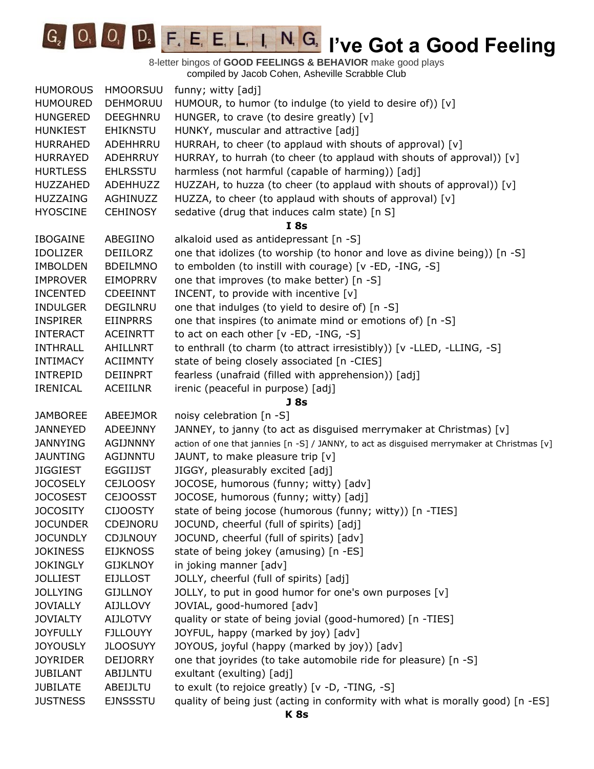# I've Got a Good Feeling

8-letter bingos of **GOOD FEELINGS & BEHAVIOR** make good plays
compiled by Jacob Cohen, Asheville Scrabble Club

| | | |
|---|---|---|
| HUMOROUS | HMOORSUU | funny; witty [adj] |
| HUMOURED | DEHMORUU | HUMOUR, to humor (to indulge (to yield to desire of)) [v] |
| HUNGERED | DEEGHNRU | HUNGER, to crave (to desire greatly) [v] |
| HUNKIEST | EHIKNSTU | HUNKY, muscular and attractive [adj] |
| HURRAHED | ADEHHRRU | HURRAH, to cheer (to applaud with shouts of approval) [v] |
| HURRAYED | ADEHRRUY | HURRAY, to hurrah (to cheer (to applaud with shouts of approval)) [v] |
| HURTLESS | EHLRSSTU | harmless (not harmful (capable of harming)) [adj] |
| HUZZAHED | ADEHHUZZ | HUZZAH, to huzza (to cheer (to applaud with shouts of approval)) [v] |
| HUZZAING | AGHINUZZ | HUZZA, to cheer (to applaud with shouts of approval) [v] |
| HYOSCINE | CEHINOSY | sedative (drug that induces calm state) [n S] |

**I 8s**

| | | |
|---|---|---|
| IBOGAINE | ABEGIINO | alkaloid used as antidepressant [n -S] |
| IDOLIZER | DEIILORZ | one that idolizes (to worship (to honor and love as divine being)) [n -S] |
| IMBOLDEN | BDEILMNO | to embolden (to instill with courage) [v -ED, -ING, -S] |
| IMPROVER | EIMOPRRV | one that improves (to make better) [n -S] |
| INCENTED | CDEEINNT | INCENT, to provide with incentive [v] |
| INDULGER | DEGILNRU | one that indulges (to yield to desire of) [n -S] |
| INSPIRER | EIINPRRS | one that inspires (to animate mind or emotions of) [n -S] |
| INTERACT | ACEINRTT | to act on each other [v -ED, -ING, -S] |
| INTHRALL | AHILLNRT | to enthrall (to charm (to attract irresistibly)) [v -LLED, -LLING, -S] |
| INTIMACY | ACIIMNTY | state of being closely associated [n -CIES] |
| INTREPID | DEIINPRT | fearless (unafraid (filled with apprehension)) [adj] |
| IRENICAL | ACEIILNR | irenic (peaceful in purpose) [adj] |

**J 8s**

| | | |
|---|---|---|
| JAMBOREE | ABEEJMOR | noisy celebration [n -S] |
| JANNEYED | ADEEJNNY | JANNEY, to janny (to act as disguised merrymaker at Christmas) [v] |
| JANNYING | AGIJNNNY | action of one that jannies [n -S] / JANNY, to act as disguised merrymaker at Christmas [v] |
| JAUNTING | AGIJNNTU | JAUNT, to make pleasure trip [v] |
| JIGGIEST | EGGIIJST | JIGGY, pleasurably excited [adj] |
| JOCOSELY | CEJLOOSY | JOCOSE, humorous (funny; witty) [adv] |
| JOCOSEST | CEJOOSST | JOCOSE, humorous (funny; witty) [adj] |
| JOCOSITY | CIJOOSTY | state of being jocose (humorous (funny; witty)) [n -TIES] |
| JOCUNDER | CDEJNORU | JOCUND, cheerful (full of spirits) [adj] |
| JOCUNDLY | CDJLNOUY | JOCUND, cheerful (full of spirits) [adv] |
| JOKINESS | EIJKNOSS | state of being jokey (amusing) [n -ES] |
| JOKINGLY | GIJKLNOY | in joking manner [adv] |
| JOLLIEST | EIJLLOST | JOLLY, cheerful (full of spirits) [adj] |
| JOLLYING | GIJLLNOY | JOLLY, to put in good humor for one's own purposes [v] |
| JOVIALLY | AIJLLOVY | JOVIAL, good-humored [adv] |
| JOVIALTY | AIJLOTVY | quality or state of being jovial (good-humored) [n -TIES] |
| JOYFULLY | FJLLOUYY | JOYFUL, happy (marked by joy) [adv] |
| JOYOUSLY | JLOOSUYY | JOYOUS, joyful (happy (marked by joy)) [adv] |
| JOYRIDER | DEIJORRY | one that joyrides (to take automobile ride for pleasure) [n -S] |
| JUBILANT | ABIJLNTU | exultant (exulting) [adj] |
| JUBILATE | ABEIJLTU | to exult (to rejoice greatly) [v -D, -TING, -S] |
| JUSTNESS | EJNSSSTU | quality of being just (acting in conformity with what is morally good) [n -ES] |

**K 8s**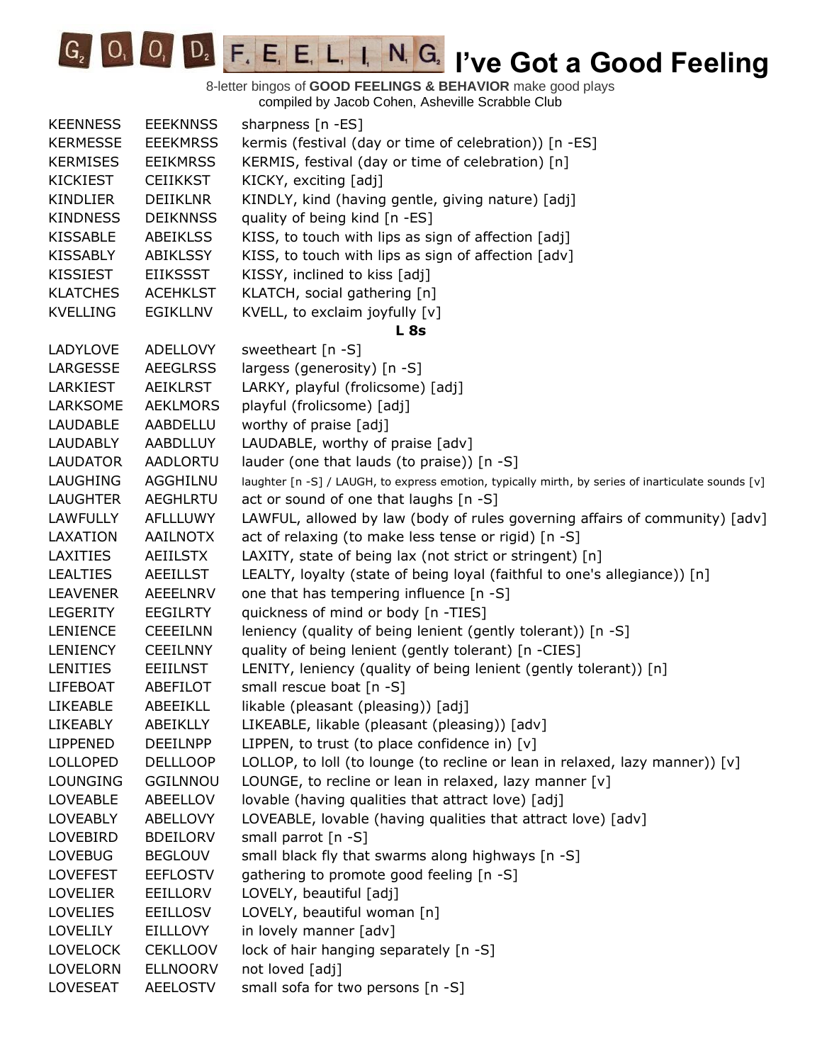# I've Got a Good Feeling

8-letter bingos of **GOOD FEELINGS & BEHAVIOR** make good plays
compiled by Jacob Cohen, Asheville Scrabble Club

| | | |
|---|---|---|
| KEENNESS | EEEKNNSS | sharpness [n -ES] |
| KERMESSE | EEEKMRSS | kermis (festival (day or time of celebration)) [n -ES] |
| KERMISES | EEIKMRSS | KERMIS, festival (day or time of celebration) [n] |
| KICKIEST | CEIIKKST | KICKY, exciting [adj] |
| KINDLIER | DEIIKLNR | KINDLY, kind (having gentle, giving nature) [adj] |
| KINDNESS | DEIKNNSS | quality of being kind [n -ES] |
| KISSABLE | ABEIKLSS | KISS, to touch with lips as sign of affection [adj] |
| KISSABLY | ABIKLSSY | KISS, to touch with lips as sign of affection [adv] |
| KISSIEST | EIIKSSST | KISSY, inclined to kiss [adj] |
| KLATCHES | ACEHKLST | KLATCH, social gathering [n] |
| KVELLING | EGIKLLNV | KVELL, to exclaim joyfully [v] |

**L 8s**

| | | |
|---|---|---|
| LADYLOVE | ADELLOVY | sweetheart [n -S] |
| LARGESSE | AEEGLRSS | largess (generosity) [n -S] |
| LARKIEST | AEIKLRST | LARKY, playful (frolicsome) [adj] |
| LARKSOME | AEKLMORS | playful (frolicsome) [adj] |
| LAUDABLE | AABDELLU | worthy of praise [adj] |
| LAUDABLY | AABDLLUY | LAUDABLE, worthy of praise [adv] |
| LAUDATOR | AADLORTU | lauder (one that lauds (to praise)) [n -S] |
| LAUGHING | AGGHILNU | laughter [n -S] / LAUGH, to express emotion, typically mirth, by series of inarticulate sounds [v] |
| LAUGHTER | AEGHLRTU | act or sound of one that laughs [n -S] |
| LAWFULLY | AFLLLUWY | LAWFUL, allowed by law (body of rules governing affairs of community) [adv] |
| LAXATION | AAILNOTX | act of relaxing (to make less tense or rigid) [n -S] |
| LAXITIES | AEIILSTX | LAXITY, state of being lax (not strict or stringent) [n] |
| LEALTIES | AEEILLST | LEALTY, loyalty (state of being loyal (faithful to one's allegiance)) [n] |
| LEAVENER | AEEELNRV | one that has tempering influence [n -S] |
| LEGERITY | EEGILRTY | quickness of mind or body [n -TIES] |
| LENIENCE | CEEEILNN | leniency (quality of being lenient (gently tolerant)) [n -S] |
| LENIENCY | CEEILNNY | quality of being lenient (gently tolerant) [n -CIES] |
| LENITIES | EEIILNST | LENITY, leniency (quality of being lenient (gently tolerant)) [n] |
| LIFEBOAT | ABEFILOT | small rescue boat [n -S] |
| LIKEABLE | ABEEIKLL | likable (pleasant (pleasing)) [adj] |
| LIKEABLY | ABEIKLLY | LIKEABLE, likable (pleasant (pleasing)) [adv] |
| LIPPENED | DEEILNPP | LIPPEN, to trust (to place confidence in) [v] |
| LOLLOPED | DELLLOOP | LOLLOP, to loll (to lounge (to recline or lean in relaxed, lazy manner)) [v] |
| LOUNGING | GGILNNOU | LOUNGE, to recline or lean in relaxed, lazy manner [v] |
| LOVEABLE | ABEELLOV | lovable (having qualities that attract love) [adj] |
| LOVEABLY | ABELLOVY | LOVEABLE, lovable (having qualities that attract love) [adv] |
| LOVEBIRD | BDEILORV | small parrot [n -S] |
| LOVEBUG | BEGLOUV | small black fly that swarms along highways [n -S] |
| LOVEFEST | EEFLOSTV | gathering to promote good feeling [n -S] |
| LOVELIER | EEILLORV | LOVELY, beautiful [adj] |
| LOVELIES | EEILLOSV | LOVELY, beautiful woman [n] |
| LOVELILY | EILLLOVY | in lovely manner [adv] |
| LOVELOCK | CEKLLOOV | lock of hair hanging separately [n -S] |
| LOVELORN | ELLNOORV | not loved [adj] |
| LOVESEAT | AEELOSTV | small sofa for two persons [n -S] |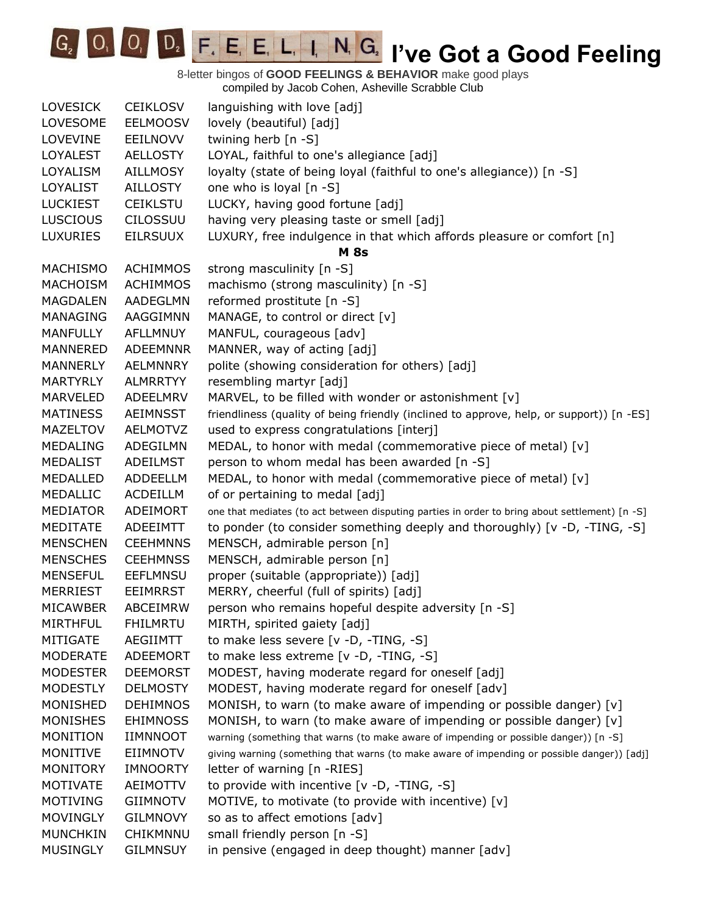# I've Got a Good Feeling

8-letter bingos of **GOOD FEELINGS & BEHAVIOR** make good plays
compiled by Jacob Cohen, Asheville Scrabble Club

| | | |
|---|---|---|
| LOVESICK | CEIKLOSV | languishing with love [adj] |
| LOVESOME | EELMOOSV | lovely (beautiful) [adj] |
| LOVEVINE | EEILNOVV | twining herb [n -S] |
| LOYALEST | AELLOSTY | LOYAL, faithful to one's allegiance [adj] |
| LOYALISM | AILLMOSY | loyalty (state of being loyal (faithful to one's allegiance)) [n -S] |
| LOYALIST | AILLOSTY | one who is loyal [n -S] |
| LUCKIEST | CEIKLSTU | LUCKY, having good fortune [adj] |
| LUSCIOUS | CILOSSUU | having very pleasing taste or smell [adj] |
| LUXURIES | EILRSUUX | LUXURY, free indulgence in that which affords pleasure or comfort [n] |
| | | **M 8s** |
| MACHISMO | ACHIMMOS | strong masculinity [n -S] |
| MACHOISM | ACHIMMOS | machismo (strong masculinity) [n -S] |
| MAGDALEN | AADEGLMN | reformed prostitute [n -S] |
| MANAGING | AAGGIMNN | MANAGE, to control or direct [v] |
| MANFULLY | AFLLMNUY | MANFUL, courageous [adv] |
| MANNERED | ADEEMNNR | MANNER, way of acting [adj] |
| MANNERLY | AELMNNRY | polite (showing consideration for others) [adj] |
| MARTYRLY | ALMRRTYY | resembling martyr [adj] |
| MARVELED | ADEELMRV | MARVEL, to be filled with wonder or astonishment [v] |
| MATINESS | AEIMNSST | friendliness (quality of being friendly (inclined to approve, help, or support)) [n -ES] |
| MAZELTOV | AELMOTVZ | used to express congratulations [interj] |
| MEDALING | ADEGILMN | MEDAL, to honor with medal (commemorative piece of metal) [v] |
| MEDALIST | ADEILMST | person to whom medal has been awarded [n -S] |
| MEDALLED | ADDEELLM | MEDAL, to honor with medal (commemorative piece of metal) [v] |
| MEDALLIC | ACDEILLM | of or pertaining to medal [adj] |
| MEDIATOR | ADEIMORT | one that mediates (to act between disputing parties in order to bring about settlement) [n -S] |
| MEDITATE | ADEEIMTT | to ponder (to consider something deeply and thoroughly) [v -D, -TING, -S] |
| MENSCHEN | CEEHMNNS | MENSCH, admirable person [n] |
| MENSCHES | CEEHMNSS | MENSCH, admirable person [n] |
| MENSEFUL | EEFLMNSU | proper (suitable (appropriate)) [adj] |
| MERRIEST | EEIMRRST | MERRY, cheerful (full of spirits) [adj] |
| MICAWBER | ABCEIMRW | person who remains hopeful despite adversity [n -S] |
| MIRTHFUL | FHILMRTU | MIRTH, spirited gaiety [adj] |
| MITIGATE | AEGIIMTT | to make less severe [v -D, -TING, -S] |
| MODERATE | ADEEMORT | to make less extreme [v -D, -TING, -S] |
| MODESTER | DEEMORST | MODEST, having moderate regard for oneself [adj] |
| MODESTLY | DELMOSTY | MODEST, having moderate regard for oneself [adv] |
| MONISHED | DEHIMNOS | MONISH, to warn (to make aware of impending or possible danger) [v] |
| MONISHES | EHIMNOSS | MONISH, to warn (to make aware of impending or possible danger) [v] |
| MONITION | IIMNNOOT | warning (something that warns (to make aware of impending or possible danger)) [n -S] |
| MONITIVE | EIIMNOTV | giving warning (something that warns (to make aware of impending or possible danger)) [adj] |
| MONITORY | IMNOORTY | letter of warning [n -RIES] |
| MOTIVATE | AEIMOTTV | to provide with incentive [v -D, -TING, -S] |
| MOTIVING | GIIMNOTV | MOTIVE, to motivate (to provide with incentive) [v] |
| MOVINGLY | GILMNOVY | so as to affect emotions [adv] |
| MUNCHKIN | CHIKMNNU | small friendly person [n -S] |
| MUSINGLY | GILMNSUY | in pensive (engaged in deep thought) manner [adv] |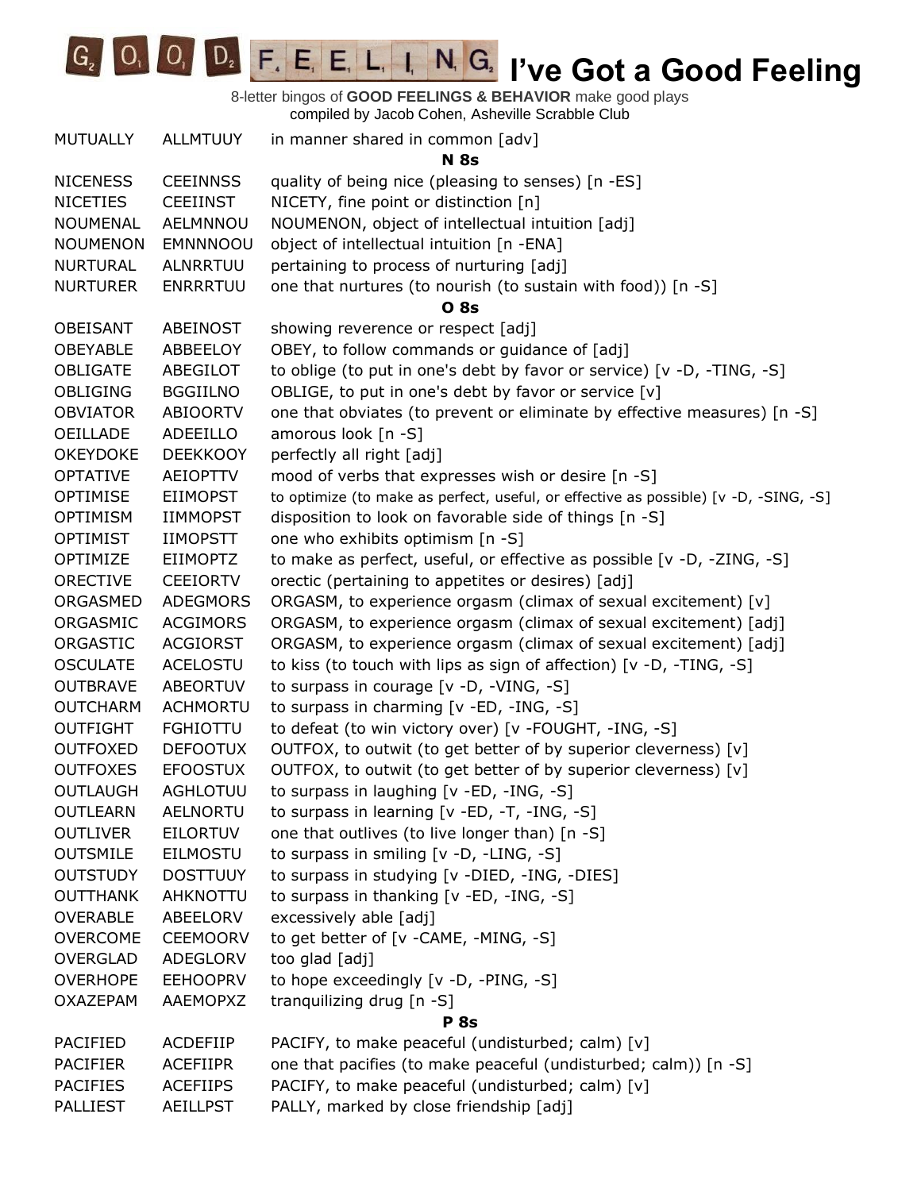# I've Got a Good Feeling

8-letter bingos of **GOOD FEELINGS & BEHAVIOR** make good plays
compiled by Jacob Cohen, Asheville Scrabble Club

| | | |
|---|---|---|
| MUTUALLY | ALLMTUUY | in manner shared in common [adv] |
| | | **N 8s** |
| NICENESS | CEEINNSS | quality of being nice (pleasing to senses) [n -ES] |
| NICETIES | CEEIINST | NICETY, fine point or distinction [n] |
| NOUMENAL | AELMNNOU | NOUMENON, object of intellectual intuition [adj] |
| NOUMENON | EMNNNOOU | object of intellectual intuition [n -ENA] |
| NURTURAL | ALNRRTUU | pertaining to process of nurturing [adj] |
| NURTURER | ENRRRTUU | one that nurtures (to nourish (to sustain with food)) [n -S] |
| | | **O 8s** |
| OBEISANT | ABEINOST | showing reverence or respect [adj] |
| OBEYABLE | ABBEELOY | OBEY, to follow commands or guidance of [adj] |
| OBLIGATE | ABEGILOT | to oblige (to put in one's debt by favor or service) [v -D, -TING, -S] |
| OBLIGING | BGGIILNO | OBLIGE, to put in one's debt by favor or service [v] |
| OBVIATOR | ABIOORTV | one that obviates (to prevent or eliminate by effective measures) [n -S] |
| OEILLADE | ADEEILLO | amorous look [n -S] |
| OKEYDOKE | DEEKKOOY | perfectly all right [adj] |
| OPTATIVE | AEIOPTTV | mood of verbs that expresses wish or desire [n -S] |
| OPTIMISE | EIIMOPST | to optimize (to make as perfect, useful, or effective as possible) [v -D, -SING, -S] |
| OPTIMISM | IIMMOPST | disposition to look on favorable side of things [n -S] |
| OPTIMIST | IIMOPSTT | one who exhibits optimism [n -S] |
| OPTIMIZE | EIIMOPTZ | to make as perfect, useful, or effective as possible [v -D, -ZING, -S] |
| ORECTIVE | CEEIORTV | orectic (pertaining to appetites or desires) [adj] |
| ORGASMED | ADEGMORS | ORGASM, to experience orgasm (climax of sexual excitement) [v] |
| ORGASMIC | ACGIMORS | ORGASM, to experience orgasm (climax of sexual excitement) [adj] |
| ORGASTIC | ACGIORST | ORGASM, to experience orgasm (climax of sexual excitement) [adj] |
| OSCULATE | ACELOSTU | to kiss (to touch with lips as sign of affection) [v -D, -TING, -S] |
| OUTBRAVE | ABEORTUV | to surpass in courage [v -D, -VING, -S] |
| OUTCHARM | ACHMORTU | to surpass in charming [v -ED, -ING, -S] |
| OUTFIGHT | FGHIOTTU | to defeat (to win victory over) [v -FOUGHT, -ING, -S] |
| OUTFOXED | DEFOOTUX | OUTFOX, to outwit (to get better of by superior cleverness) [v] |
| OUTFOXES | EFOOSTUX | OUTFOX, to outwit (to get better of by superior cleverness) [v] |
| OUTLAUGH | AGHLOTUU | to surpass in laughing [v -ED, -ING, -S] |
| OUTLEARN | AELNORTU | to surpass in learning [v -ED, -T, -ING, -S] |
| OUTLIVER | EILORTUV | one that outlives (to live longer than) [n -S] |
| OUTSMILE | EILMOSTU | to surpass in smiling [v -D, -LING, -S] |
| OUTSTUDY | DOSTTUUY | to surpass in studying [v -DIED, -ING, -DIES] |
| OUTTHANK | AHKNOTTU | to surpass in thanking [v -ED, -ING, -S] |
| OVERABLE | ABEELORV | excessively able [adj] |
| OVERCOME | CEEMOORV | to get better of [v -CAME, -MING, -S] |
| OVERGLAD | ADEGLORV | too glad [adj] |
| OVERHOPE | EEHOOPRV | to hope exceedingly [v -D, -PING, -S] |
| OXAZEPAM | AAEMOPXZ | tranquilizing drug [n -S] |
| | | **P 8s** |
| PACIFIED | ACDEFIIP | PACIFY, to make peaceful (undisturbed; calm) [v] |
| PACIFIER | ACEFIIPR | one that pacifies (to make peaceful (undisturbed; calm)) [n -S] |
| PACIFIES | ACEFIIPS | PACIFY, to make peaceful (undisturbed; calm) [v] |
| PALLIEST | AEILLPST | PALLY, marked by close friendship [adj] |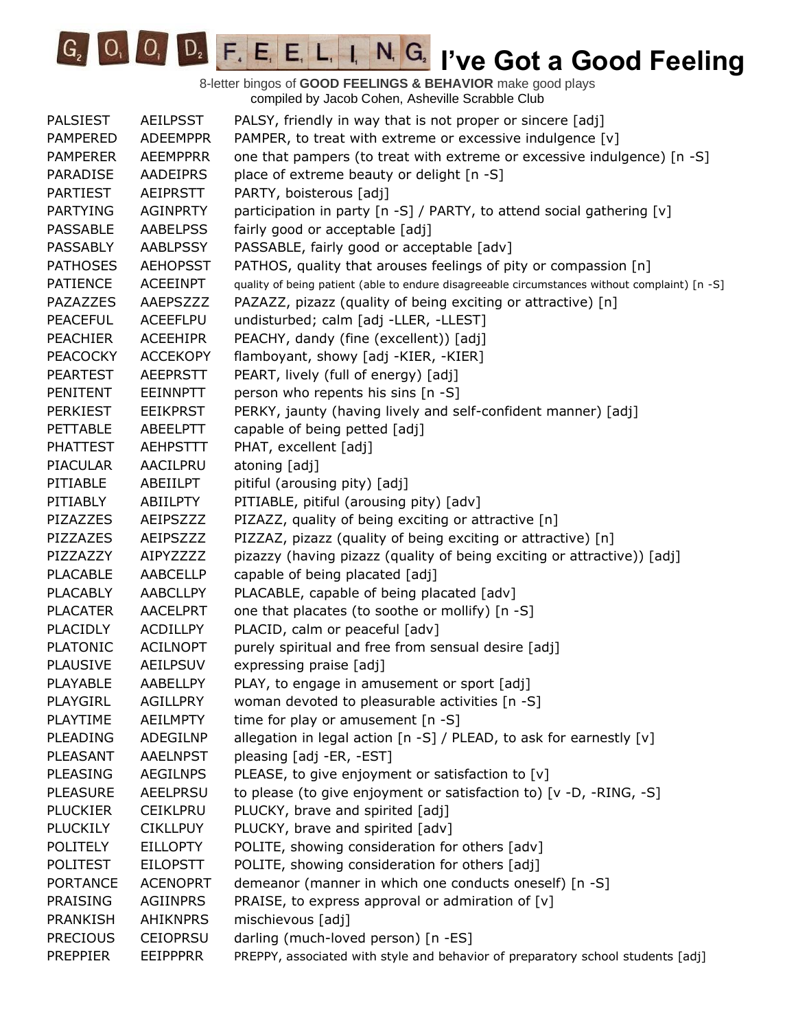# I've Got a Good Feeling

8-letter bingos of **GOOD FEELINGS & BEHAVIOR** make good plays
compiled by Jacob Cohen, Asheville Scrabble Club

| | | |
|---|---|---|
| PALSIEST | AEILPSST | PALSY, friendly in way that is not proper or sincere [adj] |
| PAMPERED | ADEEMPPR | PAMPER, to treat with extreme or excessive indulgence [v] |
| PAMPERER | AEEMPPRR | one that pampers (to treat with extreme or excessive indulgence) [n -S] |
| PARADISE | AADEIPRS | place of extreme beauty or delight [n -S] |
| PARTIEST | AEIPRSTT | PARTY, boisterous [adj] |
| PARTYING | AGINPRTY | participation in party [n -S] / PARTY, to attend social gathering [v] |
| PASSABLE | AABELPSS | fairly good or acceptable [adj] |
| PASSABLY | AABLPSSY | PASSABLE, fairly good or acceptable [adv] |
| PATHOSES | AEHOPSST | PATHOS, quality that arouses feelings of pity or compassion [n] |
| PATIENCE | ACEEINPT | quality of being patient (able to endure disagreeable circumstances without complaint) [n -S] |
| PAZAZZES | AAEPSZZZ | PAZAZZ, pizazz (quality of being exciting or attractive) [n] |
| PEACEFUL | ACEEFLPU | undisturbed; calm [adj -LLER, -LLEST] |
| PEACHIER | ACEEHIPR | PEACHY, dandy (fine (excellent)) [adj] |
| PEACOCKY | ACCEKOPY | flamboyant, showy [adj -KIER, -KIER] |
| PEARTEST | AEEPRSTT | PEART, lively (full of energy) [adj] |
| PENITENT | EEINNPTT | person who repents his sins [n -S] |
| PERKIEST | EEIKPRST | PERKY, jaunty (having lively and self-confident manner) [adj] |
| PETTABLE | ABEELPTT | capable of being petted [adj] |
| PHATTEST | AEHPSTTT | PHAT, excellent [adj] |
| PIACULAR | AACILPRU | atoning [adj] |
| PITIABLE | ABEIILPT | pitiful (arousing pity) [adj] |
| PITIABLY | ABIILPTY | PITIABLE, pitiful (arousing pity) [adv] |
| PIZAZZES | AEIPSZZZ | PIZAZZ, quality of being exciting or attractive [n] |
| PIZZAZES | AEIPSZZZ | PIZZAZ, pizazz (quality of being exciting or attractive) [n] |
| PIZZAZZY | AIPYZZZZ | pizazzy (having pizazz (quality of being exciting or attractive)) [adj] |
| PLACABLE | AABCELLP | capable of being placated [adj] |
| PLACABLY | AABCLLPY | PLACABLE, capable of being placated [adv] |
| PLACATER | AACELPRT | one that placates (to soothe or mollify) [n -S] |
| PLACIDLY | ACDILLPY | PLACID, calm or peaceful [adv] |
| PLATONIC | ACILNOPT | purely spiritual and free from sensual desire [adj] |
| PLAUSIVE | AEILPSUV | expressing praise [adj] |
| PLAYABLE | AABELLPY | PLAY, to engage in amusement or sport [adj] |
| PLAYGIRL | AGILLPRY | woman devoted to pleasurable activities [n -S] |
| PLAYTIME | AEILMPTY | time for play or amusement [n -S] |
| PLEADING | ADEGILNP | allegation in legal action [n -S] / PLEAD, to ask for earnestly [v] |
| PLEASANT | AAELNPST | pleasing [adj -ER, -EST] |
| PLEASING | AEGILNPS | PLEASE, to give enjoyment or satisfaction to [v] |
| PLEASURE | AEELPRSU | to please (to give enjoyment or satisfaction to) [v -D, -RING, -S] |
| PLUCKIER | CEIKLPRU | PLUCKY, brave and spirited [adj] |
| PLUCKILY | CIKLLPUY | PLUCKY, brave and spirited [adv] |
| POLITELY | EILLOPTY | POLITE, showing consideration for others [adv] |
| POLITEST | EILOPSTT | POLITE, showing consideration for others [adj] |
| PORTANCE | ACENOPRT | demeanor (manner in which one conducts oneself) [n -S] |
| PRAISING | AGIINPRS | PRAISE, to express approval or admiration of [v] |
| PRANKISH | AHIKNPRS | mischievous [adj] |
| PRECIOUS | CEIOPRSU | darling (much-loved person) [n -ES] |
| PREPPIER | EEIPPPRR | PREPPY, associated with style and behavior of preparatory school students [adj] |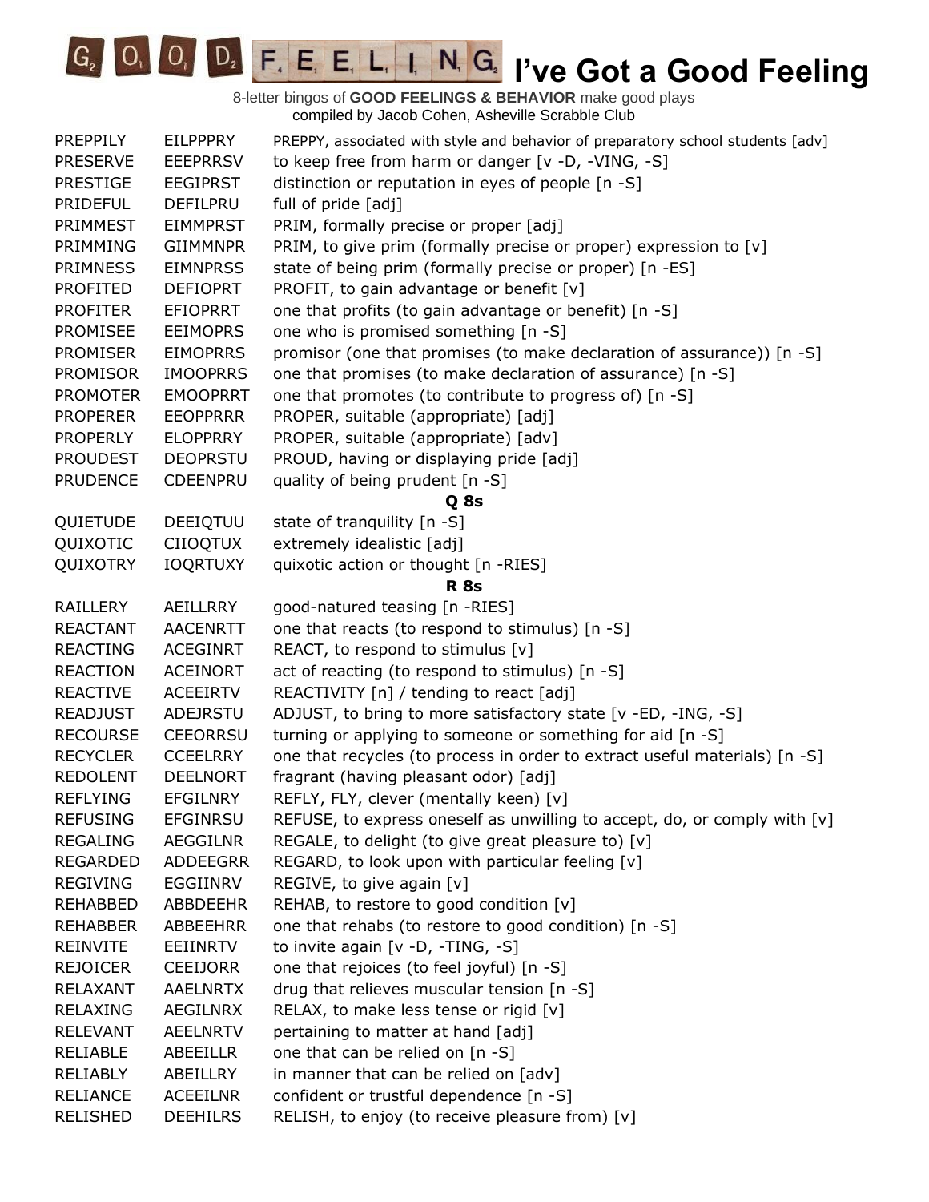# I've Got a Good Feeling

8-letter bingos of **GOOD FEELINGS & BEHAVIOR** make good plays
compiled by Jacob Cohen, Asheville Scrabble Club

| | | |
|---|---|---|
| PREPPILY | EILPPPRY | PREPPY, associated with style and behavior of preparatory school students [adv] |
| PRESERVE | EEEPRRSV | to keep free from harm or danger [v -D, -VING, -S] |
| PRESTIGE | EEGIPRST | distinction or reputation in eyes of people [n -S] |
| PRIDEFUL | DEFILPRU | full of pride [adj] |
| PRIMMEST | EIMMPRST | PRIM, formally precise or proper [adj] |
| PRIMMING | GIIMMNPR | PRIM, to give prim (formally precise or proper) expression to [v] |
| PRIMNESS | EIMNPRSS | state of being prim (formally precise or proper) [n -ES] |
| PROFITED | DEFIOPRT | PROFIT, to gain advantage or benefit [v] |
| PROFITER | EFIOPRRT | one that profits (to gain advantage or benefit) [n -S] |
| PROMISEE | EEIMOPRS | one who is promised something [n -S] |
| PROMISER | EIMOPRRS | promisor (one that promises (to make declaration of assurance)) [n -S] |
| PROMISOR | IMOOPRRS | one that promises (to make declaration of assurance) [n -S] |
| PROMOTER | EMOOPRRT | one that promotes (to contribute to progress of) [n -S] |
| PROPERER | EEOPPRRR | PROPER, suitable (appropriate) [adj] |
| PROPERLY | ELOPPRRY | PROPER, suitable (appropriate) [adv] |
| PROUDEST | DEOPRSTU | PROUD, having or displaying pride [adj] |
| PRUDENCE | CDEENPRU | quality of being prudent [n -S] |
| | | **Q 8s** |
| QUIETUDE | DEEIQTUU | state of tranquility [n -S] |
| QUIXOTIC | CIIOQTUX | extremely idealistic [adj] |
| QUIXOTRY | IOQRTUXY | quixotic action or thought [n -RIES] |
| | | **R 8s** |
| RAILLERY | AEILLRRY | good-natured teasing [n -RIES] |
| REACTANT | AACENRTT | one that reacts (to respond to stimulus) [n -S] |
| REACTING | ACEGINRT | REACT, to respond to stimulus [v] |
| REACTION | ACEINORT | act of reacting (to respond to stimulus) [n -S] |
| REACTIVE | ACEEIRTV | REACTIVITY [n] / tending to react [adj] |
| READJUST | ADEJRSTU | ADJUST, to bring to more satisfactory state [v -ED, -ING, -S] |
| RECOURSE | CEEORRSU | turning or applying to someone or something for aid [n -S] |
| RECYCLER | CCEELRRY | one that recycles (to process in order to extract useful materials) [n -S] |
| REDOLENT | DEELNORT | fragrant (having pleasant odor) [adj] |
| REFLYING | EFGILNRY | REFLY, FLY, clever (mentally keen) [v] |
| REFUSING | EFGINRSU | REFUSE, to express oneself as unwilling to accept, do, or comply with [v] |
| REGALING | AEGGILNR | REGALE, to delight (to give great pleasure to) [v] |
| REGARDED | ADDEEGRR | REGARD, to look upon with particular feeling [v] |
| REGIVING | EGGIINRV | REGIVE, to give again [v] |
| REHABBED | ABBDEEHR | REHAB, to restore to good condition [v] |
| REHABBER | ABBEEHRR | one that rehabs (to restore to good condition) [n -S] |
| REINVITE | EEIINRTV | to invite again [v -D, -TING, -S] |
| REJOICER | CEEIJORR | one that rejoices (to feel joyful) [n -S] |
| RELAXANT | AAELNRTX | drug that relieves muscular tension [n -S] |
| RELAXING | AEGILNRX | RELAX, to make less tense or rigid [v] |
| RELEVANT | AEELNRTV | pertaining to matter at hand [adj] |
| RELIABLE | ABEEILLR | one that can be relied on [n -S] |
| RELIABLY | ABEILLRY | in manner that can be relied on [adv] |
| RELIANCE | ACEEILNR | confident or trustful dependence [n -S] |
| RELISHED | DEEHILRS | RELISH, to enjoy (to receive pleasure from) [v] |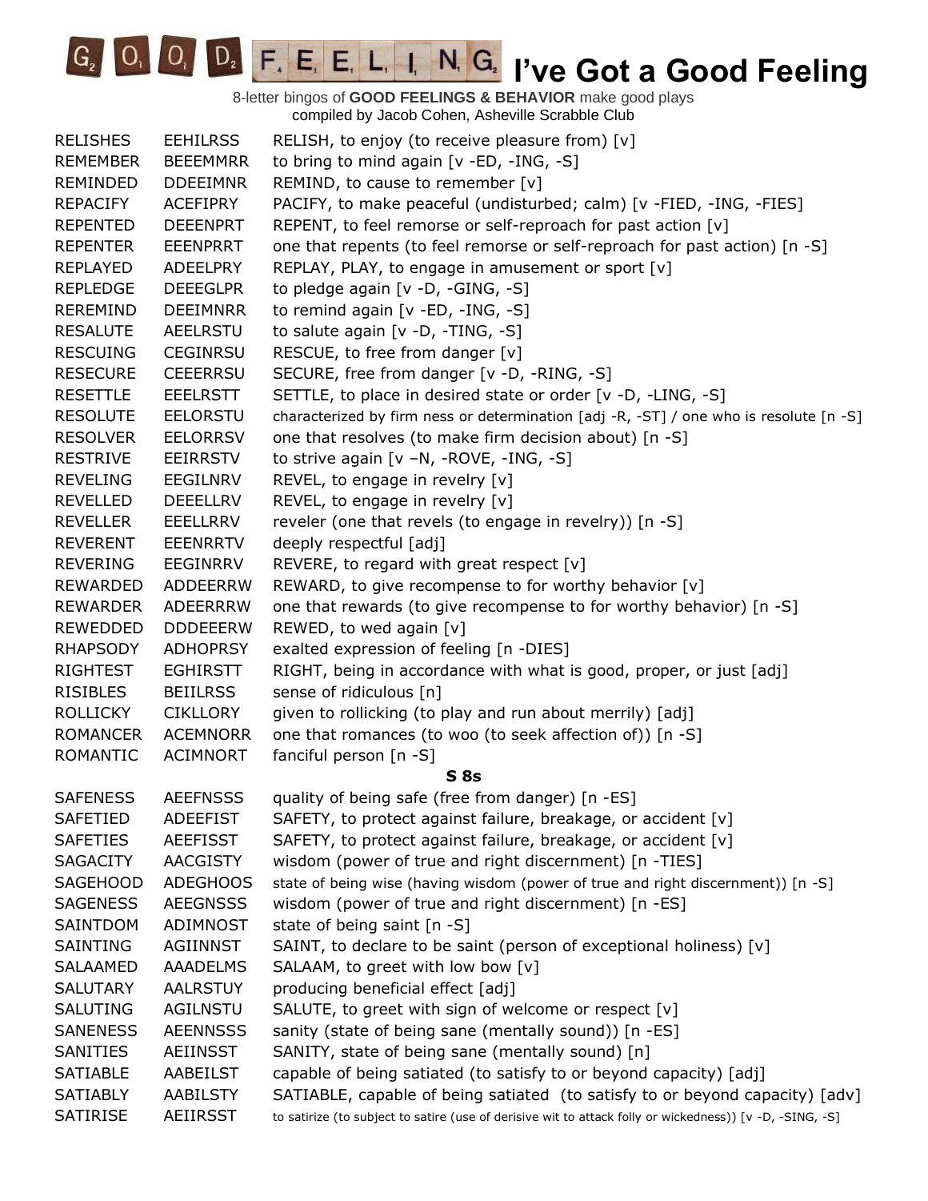# I've Got a Good Feeling

8-letter bingos of **GOOD FEELINGS & BEHAVIOR** make good plays
compiled by Jacob Cohen, Asheville Scrabble Club

| | | |
|---|---|---|
| RELISHES | EEHILRSS | RELISH, to enjoy (to receive pleasure from) [v] |
| REMEMBER | BEEEMMRR | to bring to mind again [v -ED, -ING, -S] |
| REMINDED | DDEEIMNR | REMIND, to cause to remember [v] |
| REPACIFY | ACEFIPRY | PACIFY, to make peaceful (undisturbed; calm) [v -FIED, -ING, -FIES] |
| REPENTED | DEEENPRT | REPENT, to feel remorse or self-reproach for past action [v] |
| REPENTER | EEENPRRT | one that repents (to feel remorse or self-reproach for past action) [n -S] |
| REPLAYED | ADEELPRY | REPLAY, PLAY, to engage in amusement or sport [v] |
| REPLEDGE | DEEEGLPR | to pledge again [v -D, -GING, -S] |
| REREMIND | DEEIMNRR | to remind again [v -ED, -ING, -S] |
| RESALUTE | AEELRSTU | to salute again [v -D, -TING, -S] |
| RESCUING | CEGINRSU | RESCUE, to free from danger [v] |
| RESECURE | CEEERRSU | SECURE, free from danger [v -D, -RING, -S] |
| RESETTLE | EEELRSTT | SETTLE, to place in desired state or order [v -D, -LING, -S] |
| RESOLUTE | EELORSTU | characterized by firm ness or determination [adj -R, -ST] / one who is resolute [n -S] |
| RESOLVER | EELORRSV | one that resolves (to make firm decision about) [n -S] |
| RESTRIVE | EEIRRSTV | to strive again [v –N, -ROVE, -ING, -S] |
| REVELING | EEGILNRV | REVEL, to engage in revelry [v] |
| REVELLED | DEEELLRV | REVEL, to engage in revelry [v] |
| REVELLER | EEELLRRV | reveler (one that revels (to engage in revelry)) [n -S] |
| REVERENT | EEENRRTV | deeply respectful [adj] |
| REVERING | EEGINRRV | REVERE, to regard with great respect [v] |
| REWARDED | ADDEERRW | REWARD, to give recompense to for worthy behavior [v] |
| REWARDER | ADEERRRW | one that rewards (to give recompense to for worthy behavior) [n -S] |
| REWEDDED | DDDEEERW | REWED, to wed again [v] |
| RHAPSODY | ADHOPRSY | exalted expression of feeling [n -DIES] |
| RIGHTEST | EGHIRSTT | RIGHT, being in accordance with what is good, proper, or just [adj] |
| RISIBLES | BEIILRSS | sense of ridiculous [n] |
| ROLLICKY | CIKLLORY | given to rollicking (to play and run about merrily) [adj] |
| ROMANCER | ACEMNORR | one that romances (to woo (to seek affection of)) [n -S] |
| ROMANTIC | ACIMNORT | fanciful person [n -S] |

**S 8s**

| | | |
|---|---|---|
| SAFENESS | AEEFNSSS | quality of being safe (free from danger) [n -ES] |
| SAFETIED | ADEEFIST | SAFETY, to protect against failure, breakage, or accident [v] |
| SAFETIES | AEEFISST | SAFETY, to protect against failure, breakage, or accident [v] |
| SAGACITY | AACGISTY | wisdom (power of true and right discernment) [n -TIES] |
| SAGEHOOD | ADEGHOOS | state of being wise (having wisdom (power of true and right discernment)) [n -S] |
| SAGENESS | AEEGNSSS | wisdom (power of true and right discernment) [n -ES] |
| SAINTDOM | ADIMNOST | state of being saint [n -S] |
| SAINTING | AGIINNST | SAINT, to declare to be saint (person of exceptional holiness) [v] |
| SALAAMED | AAADELMS | SALAAM, to greet with low bow [v] |
| SALUTARY | AALRSTUY | producing beneficial effect [adj] |
| SALUTING | AGILNSTU | SALUTE, to greet with sign of welcome or respect [v] |
| SANENESS | AEENNSSS | sanity (state of being sane (mentally sound)) [n -ES] |
| SANITIES | AEIINSST | SANITY, state of being sane (mentally sound) [n] |
| SATIABLE | AABEILST | capable of being satiated (to satisfy to or beyond capacity) [adj] |
| SATIABLY | AABILSTY | SATIABLE, capable of being satiated (to satisfy to or beyond capacity) [adv] |
| SATIRISE | AEIIRSST | to satirize (to subject to satire (use of derisive wit to attack folly or wickedness)) [v -D, -SING, -S] |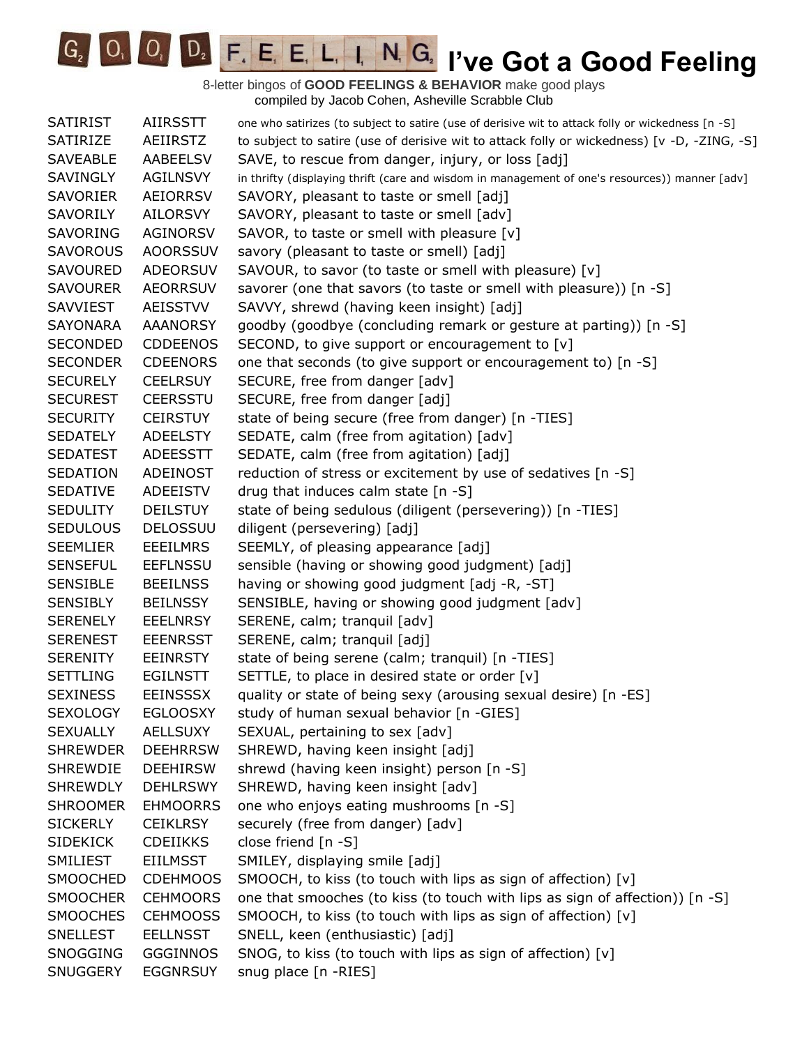# I've Got a Good Feeling

8-letter bingos of **GOOD FEELINGS & BEHAVIOR** make good plays
compiled by Jacob Cohen, Asheville Scrabble Club

| | | |
|---|---|---|
| SATIRIST | AIIRSSTT | one who satirizes (to subject to satire (use of derisive wit to attack folly or wickedness [n -S] |
| SATIRIZE | AEIIRSTZ | to subject to satire (use of derisive wit to attack folly or wickedness) [v -D, -ZING, -S] |
| SAVEABLE | AABEELSV | SAVE, to rescue from danger, injury, or loss [adj] |
| SAVINGLY | AGILNSVY | in thrifty (displaying thrift (care and wisdom in management of one's resources)) manner [adv] |
| SAVORIER | AEIORRSV | SAVORY, pleasant to taste or smell [adj] |
| SAVORILY | AILORSVY | SAVORY, pleasant to taste or smell [adv] |
| SAVORING | AGINORSV | SAVOR, to taste or smell with pleasure [v] |
| SAVOROUS | AOORSSUV | savory (pleasant to taste or smell) [adj] |
| SAVOURED | ADEORSUV | SAVOUR, to savor (to taste or smell with pleasure) [v] |
| SAVOURER | AEORRSUV | savorer (one that savors (to taste or smell with pleasure)) [n -S] |
| SAVVIEST | AEISSTVV | SAVVY, shrewd (having keen insight) [adj] |
| SAYONARA | AAANORSY | goodby (goodbye (concluding remark or gesture at parting)) [n -S] |
| SECONDED | CDDEENOS | SECOND, to give support or encouragement to [v] |
| SECONDER | CDEENORS | one that seconds (to give support or encouragement to) [n -S] |
| SECURELY | CEELRSUY | SECURE, free from danger [adv] |
| SECUREST | CEERSSTU | SECURE, free from danger [adj] |
| SECURITY | CEIRSTUY | state of being secure (free from danger) [n -TIES] |
| SEDATELY | ADEELSTY | SEDATE, calm (free from agitation) [adv] |
| SEDATEST | ADEESSTT | SEDATE, calm (free from agitation) [adj] |
| SEDATION | ADEINOST | reduction of stress or excitement by use of sedatives [n -S] |
| SEDATIVE | ADEEISTV | drug that induces calm state [n -S] |
| SEDULITY | DEILSTUY | state of being sedulous (diligent (persevering)) [n -TIES] |
| SEDULOUS | DELOSSUU | diligent (persevering) [adj] |
| SEEMLIER | EEEILMRS | SEEMLY, of pleasing appearance [adj] |
| SENSEFUL | EEFLNSSU | sensible (having or showing good judgment) [adj] |
| SENSIBLE | BEEILNSS | having or showing good judgment [adj -R, -ST] |
| SENSIBLY | BEILNSSY | SENSIBLE, having or showing good judgment [adv] |
| SERENELY | EEELNRSY | SERENE, calm; tranquil [adv] |
| SERENEST | EEENRSST | SERENE, calm; tranquil [adj] |
| SERENITY | EEINRSTY | state of being serene (calm; tranquil) [n -TIES] |
| SETTLING | EGILNSTT | SETTLE, to place in desired state or order [v] |
| SEXINESS | EEINSSSX | quality or state of being sexy (arousing sexual desire) [n -ES] |
| SEXOLOGY | EGLOOSXY | study of human sexual behavior [n -GIES] |
| SEXUALLY | AELLSUXY | SEXUAL, pertaining to sex [adv] |
| SHREWDER | DEEHRRSW | SHREWD, having keen insight [adj] |
| SHREWDIE | DEEHIRSW | shrewd (having keen insight) person [n -S] |
| SHREWDLY | DEHLRSWY | SHREWD, having keen insight [adv] |
| SHROOMER | EHMOORRS | one who enjoys eating mushrooms [n -S] |
| SICKERLY | CEIKLRSY | securely (free from danger) [adv] |
| SIDEKICK | CDEIIKKS | close friend [n -S] |
| SMILIEST | EIILMSST | SMILEY, displaying smile [adj] |
| SMOOCHED | CDEHMOOS | SMOOCH, to kiss (to touch with lips as sign of affection) [v] |
| SMOOCHER | CEHMOORS | one that smooches (to kiss (to touch with lips as sign of affection)) [n -S] |
| SMOOCHES | CEHMOOSS | SMOOCH, to kiss (to touch with lips as sign of affection) [v] |
| SNELLEST | EELLNSST | SNELL, keen (enthusiastic) [adj] |
| SNOGGING | GGGINNOS | SNOG, to kiss (to touch with lips as sign of affection) [v] |
| SNUGGERY | EGGNRSUY | snug place [n -RIES] |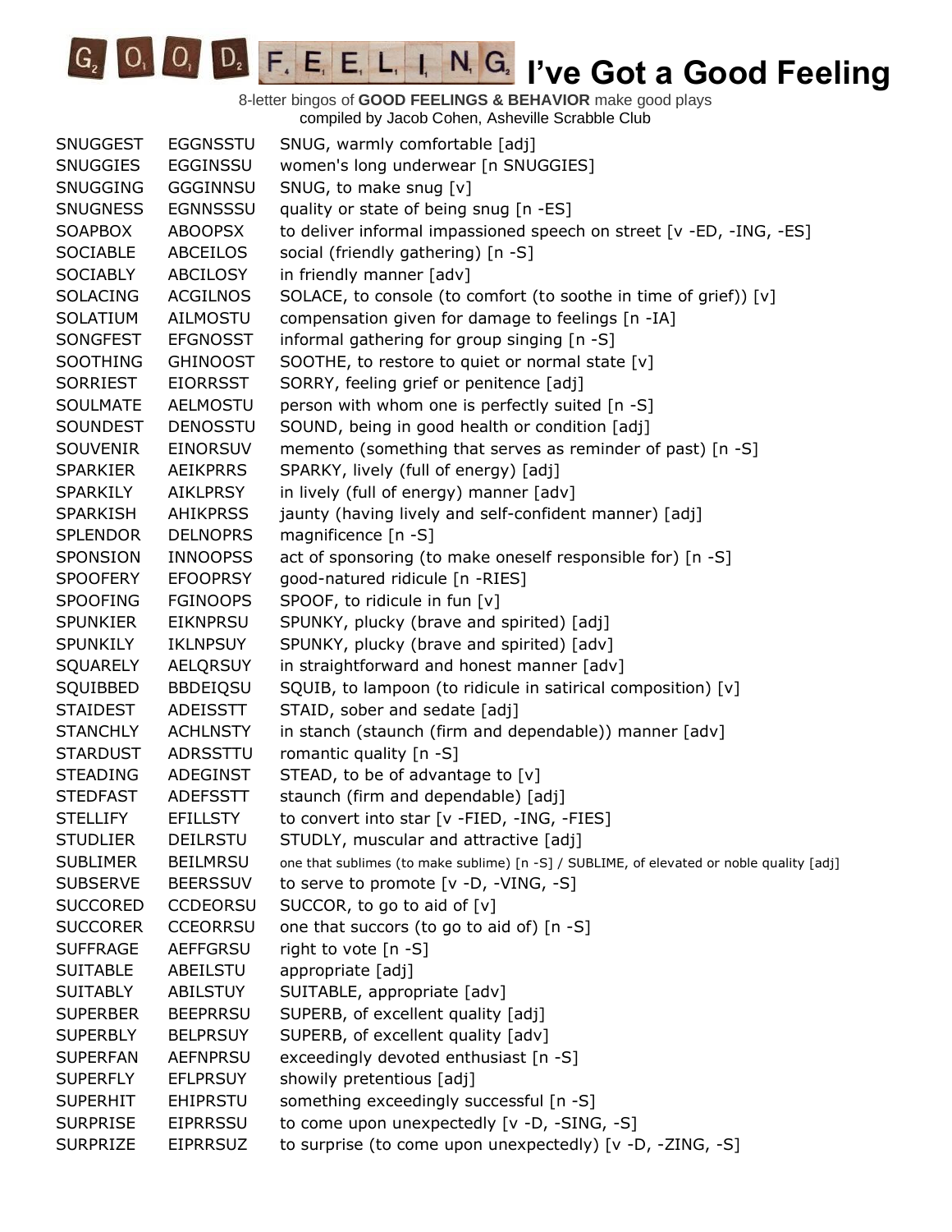# I've Got a Good Feeling

8-letter bingos of **GOOD FEELINGS & BEHAVIOR** make good plays
compiled by Jacob Cohen, Asheville Scrabble Club

| | | |
|---|---|---|
| SNUGGEST | EGGNSSTU | SNUG, warmly comfortable [adj] |
| SNUGGIES | EGGINSSU | women's long underwear [n SNUGGIES] |
| SNUGGING | GGGINNSU | SNUG, to make snug [v] |
| SNUGNESS | EGNNSSSU | quality or state of being snug [n -ES] |
| SOAPBOX | ABOOPSX | to deliver informal impassioned speech on street [v -ED, -ING, -ES] |
| SOCIABLE | ABCEILOS | social (friendly gathering) [n -S] |
| SOCIABLY | ABCILOSY | in friendly manner [adv] |
| SOLACING | ACGILNOS | SOLACE, to console (to comfort (to soothe in time of grief)) [v] |
| SOLATIUM | AILMOSTU | compensation given for damage to feelings [n -IA] |
| SONGFEST | EFGNOSST | informal gathering for group singing [n -S] |
| SOOTHING | GHINOOST | SOOTHE, to restore to quiet or normal state [v] |
| SORRIEST | EIORRSST | SORRY, feeling grief or penitence [adj] |
| SOULMATE | AELMOSTU | person with whom one is perfectly suited [n -S] |
| SOUNDEST | DENOSSTU | SOUND, being in good health or condition [adj] |
| SOUVENIR | EINORSUV | memento (something that serves as reminder of past) [n -S] |
| SPARKIER | AEIKPRRS | SPARKY, lively (full of energy) [adj] |
| SPARKILY | AIKLPRSY | in lively (full of energy) manner [adv] |
| SPARKISH | AHIKPRSS | jaunty (having lively and self-confident manner) [adj] |
| SPLENDOR | DELNOPRS | magnificence [n -S] |
| SPONSION | INNOOPSS | act of sponsoring (to make oneself responsible for) [n -S] |
| SPOOFERY | EFOOPRSY | good-natured ridicule [n -RIES] |
| SPOOFING | FGINOOPS | SPOOF, to ridicule in fun [v] |
| SPUNKIER | EIKNPRSU | SPUNKY, plucky (brave and spirited) [adj] |
| SPUNKILY | IKLNPSUY | SPUNKY, plucky (brave and spirited) [adv] |
| SQUARELY | AELQRSUY | in straightforward and honest manner [adv] |
| SQUIBBED | BBDEIQSU | SQUIB, to lampoon (to ridicule in satirical composition) [v] |
| STAIDEST | ADEISSTT | STAID, sober and sedate [adj] |
| STANCHLY | ACHLNSTY | in stanch (staunch (firm and dependable)) manner [adv] |
| STARDUST | ADRSSTTU | romantic quality [n -S] |
| STEADING | ADEGINST | STEAD, to be of advantage to [v] |
| STEDFAST | ADEFSSTT | staunch (firm and dependable) [adj] |
| STELLIFY | EFILLSTY | to convert into star [v -FIED, -ING, -FIES] |
| STUDLIER | DEILRSTU | STUDLY, muscular and attractive [adj] |
| SUBLIMER | BEILMRSU | one that sublimes (to make sublime) [n -S] / SUBLIME, of elevated or noble quality [adj] |
| SUBSERVE | BEERSSUV | to serve to promote [v -D, -VING, -S] |
| SUCCORED | CCDEORSU | SUCCOR, to go to aid of [v] |
| SUCCORER | CCEORRSU | one that succors (to go to aid of) [n -S] |
| SUFFRAGE | AEFFGRSU | right to vote [n -S] |
| SUITABLE | ABEILSTU | appropriate [adj] |
| SUITABLY | ABILSTUY | SUITABLE, appropriate [adv] |
| SUPERBER | BEEPRRSU | SUPERB, of excellent quality [adj] |
| SUPERBLY | BELPRSUY | SUPERB, of excellent quality [adv] |
| SUPERFAN | AEFNPRSU | exceedingly devoted enthusiast [n -S] |
| SUPERFLY | EFLPRSUY | showily pretentious [adj] |
| SUPERHIT | EHIPRSTU | something exceedingly successful [n -S] |
| SURPRISE | EIPRRSSU | to come upon unexpectedly [v -D, -SING, -S] |
| SURPRIZE | EIPRRSUZ | to surprise (to come upon unexpectedly) [v -D, -ZING, -S] |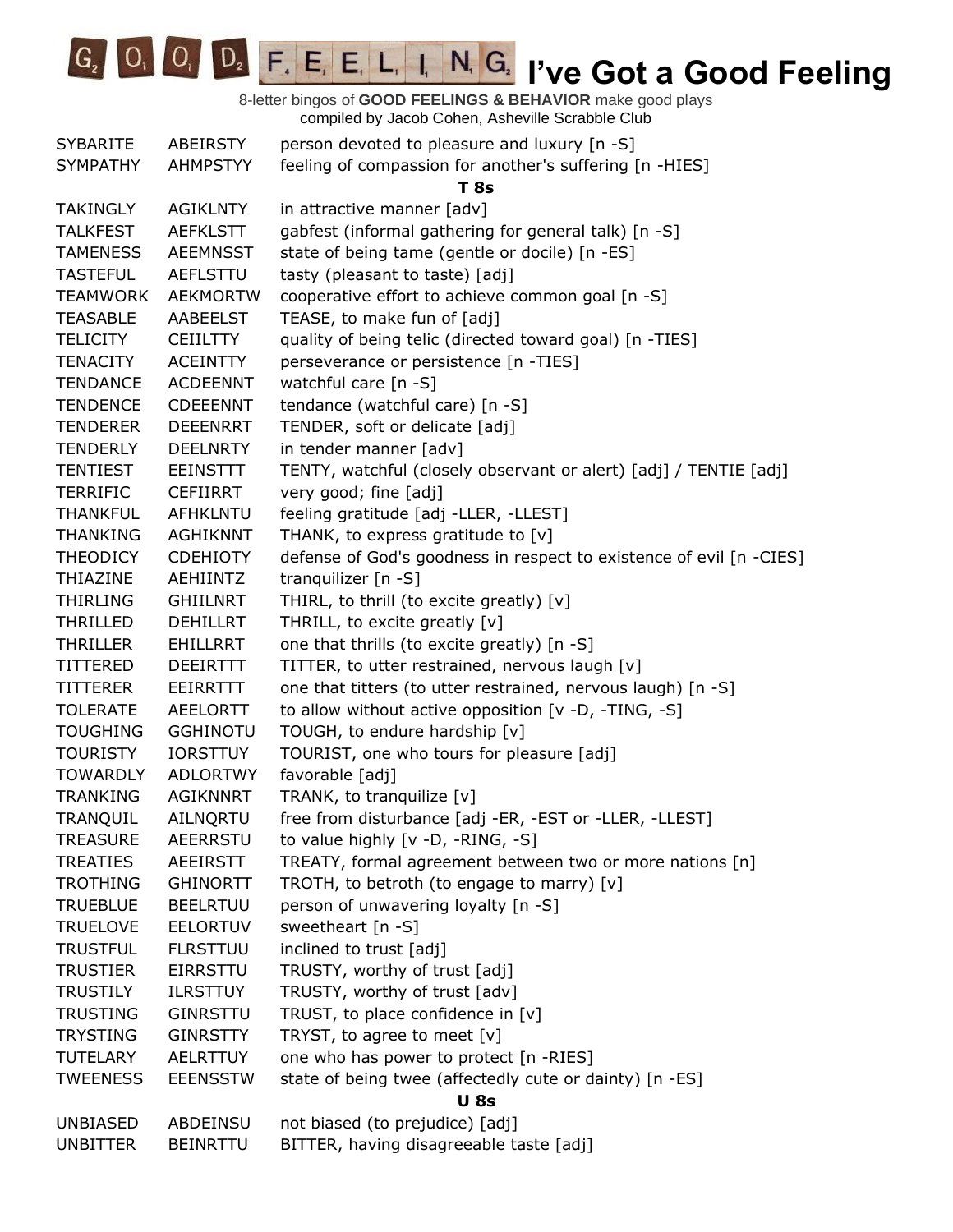# I've Got a Good Feeling

8-letter bingos of **GOOD FEELINGS & BEHAVIOR** make good plays
compiled by Jacob Cohen, Asheville Scrabble Club

| | | |
|---|---|---|
| SYBARITE | ABEIRSTY | person devoted to pleasure and luxury [n -S] |
| SYMPATHY | AHMPSTYY | feeling of compassion for another's suffering [n -HIES] |
| | **T 8s** | |
| TAKINGLY | AGIKLNTY | in attractive manner [adv] |
| TALKFEST | AEFKLSTT | gabfest (informal gathering for general talk) [n -S] |
| TAMENESS | AEEMNSST | state of being tame (gentle or docile) [n -ES] |
| TASTEFUL | AEFLSTTU | tasty (pleasant to taste) [adj] |
| TEAMWORK | AEKMORTW | cooperative effort to achieve common goal [n -S] |
| TEASABLE | AABEELST | TEASE, to make fun of [adj] |
| TELICITY | CEIILTTY | quality of being telic (directed toward goal) [n -TIES] |
| TENACITY | ACEINTTY | perseverance or persistence [n -TIES] |
| TENDANCE | ACDEENNT | watchful care [n -S] |
| TENDENCE | CDEEENNT | tendance (watchful care) [n -S] |
| TENDERER | DEEENRRT | TENDER, soft or delicate [adj] |
| TENDERLY | DEELNRTY | in tender manner [adv] |
| TENTIEST | EEINSTTT | TENTY, watchful (closely observant or alert) [adj] / TENTIE [adj] |
| TERRIFIC | CEFIIRRT | very good; fine [adj] |
| THANKFUL | AFHKLNTU | feeling gratitude [adj -LLER, -LLEST] |
| THANKING | AGHIKNNT | THANK, to express gratitude to [v] |
| THEODICY | CDEHIOTY | defense of God's goodness in respect to existence of evil [n -CIES] |
| THIAZINE | AEHIINTZ | tranquilizer [n -S] |
| THIRLING | GHIILNRT | THIRL, to thrill (to excite greatly) [v] |
| THRILLED | DEHILLRT | THRILL, to excite greatly [v] |
| THRILLER | EHILLRRT | one that thrills (to excite greatly) [n -S] |
| TITTERED | DEEIRTTT | TITTER, to utter restrained, nervous laugh [v] |
| TITTERER | EEIRRTTT | one that titters (to utter restrained, nervous laugh) [n -S] |
| TOLERATE | AEELORTT | to allow without active opposition [v -D, -TING, -S] |
| TOUGHING | GGHINOTU | TOUGH, to endure hardship [v] |
| TOURISTY | IORSTTUY | TOURIST, one who tours for pleasure [adj] |
| TOWARDLY | ADLORTWY | favorable [adj] |
| TRANKING | AGIKNNRT | TRANK, to tranquilize [v] |
| TRANQUIL | AILNQRTU | free from disturbance [adj -ER, -EST or -LLER, -LLEST] |
| TREASURE | AEERRSTU | to value highly [v -D, -RING, -S] |
| TREATIES | AEEIRSTT | TREATY, formal agreement between two or more nations [n] |
| TROTHING | GHINORTT | TROTH, to betroth (to engage to marry) [v] |
| TRUEBLUE | BEELRTUU | person of unwavering loyalty [n -S] |
| TRUELOVE | EELORTUV | sweetheart [n -S] |
| TRUSTFUL | FLRSTTUU | inclined to trust [adj] |
| TRUSTIER | EIRRSTTU | TRUSTY, worthy of trust [adj] |
| TRUSTILY | ILRSTTUY | TRUSTY, worthy of trust [adv] |
| TRUSTING | GINRSTTU | TRUST, to place confidence in [v] |
| TRYSTING | GINRSTTY | TRYST, to agree to meet [v] |
| TUTELARY | AELRTTUY | one who has power to protect [n -RIES] |
| TWEENESS | EEENSSTW | state of being twee (affectedly cute or dainty) [n -ES] |
| | **U 8s** | |
| UNBIASED | ABDEINSU | not biased (to prejudice) [adj] |
| UNBITTER | BEINRTTU | BITTER, having disagreeable taste [adj] |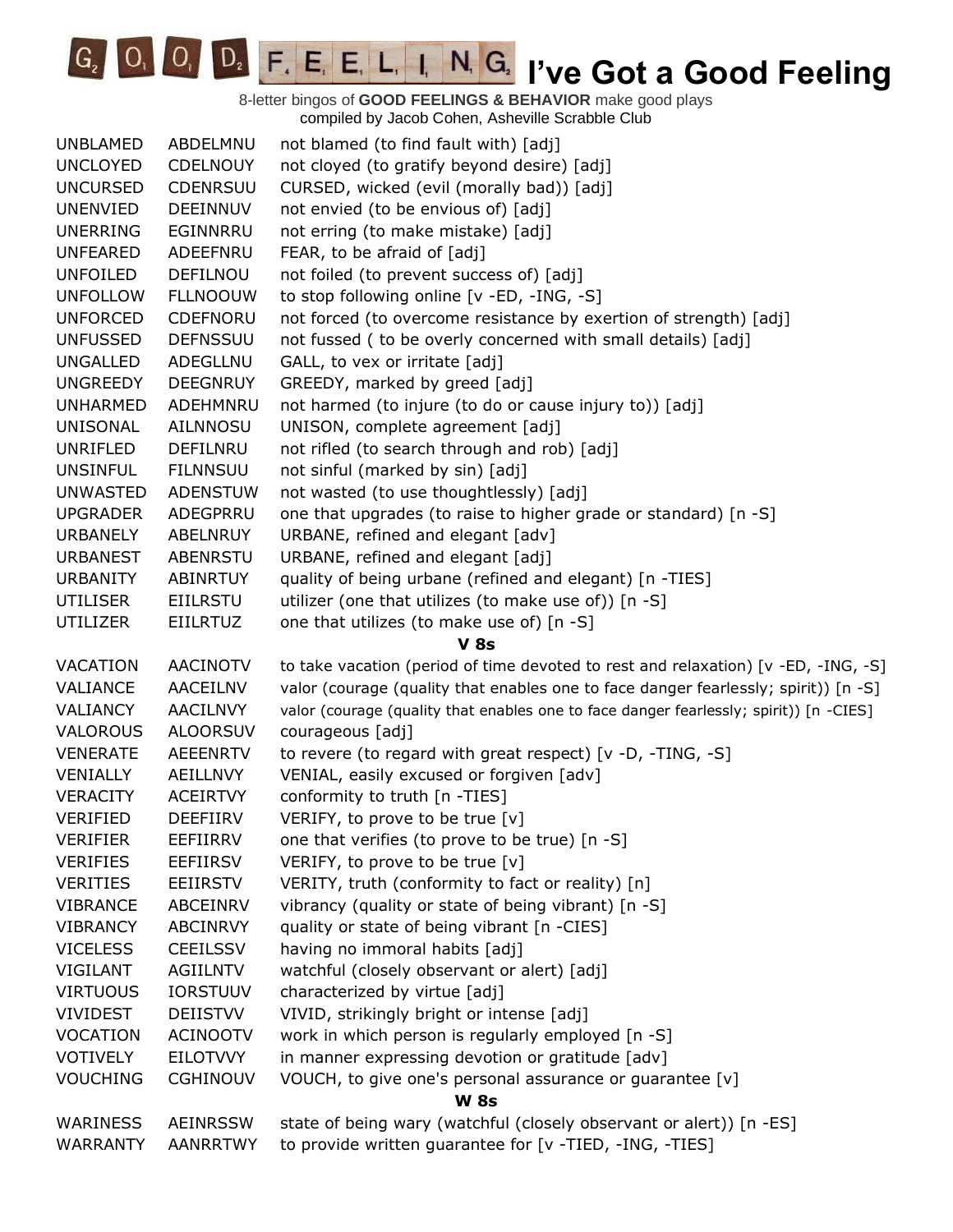# I've Got a Good Feeling

8-letter bingos of **GOOD FEELINGS & BEHAVIOR** make good plays
compiled by Jacob Cohen, Asheville Scrabble Club

| | | |
|---|---|---|
| UNBLAMED | ABDELMNU | not blamed (to find fault with) [adj] |
| UNCLOYED | CDELNOUY | not cloyed (to gratify beyond desire) [adj] |
| UNCURSED | CDENRSUU | CURSED, wicked (evil (morally bad)) [adj] |
| UNENVIED | DEEINNUV | not envied (to be envious of) [adj] |
| UNERRING | EGINNRRU | not erring (to make mistake) [adj] |
| UNFEARED | ADEEFNRU | FEAR, to be afraid of [adj] |
| UNFOILED | DEFILNOU | not foiled (to prevent success of) [adj] |
| UNFOLLOW | FLLNOOUW | to stop following online [v -ED, -ING, -S] |
| UNFORCED | CDEFNORU | not forced (to overcome resistance by exertion of strength) [adj] |
| UNFUSSED | DEFNSSUU | not fussed ( to be overly concerned with small details) [adj] |
| UNGALLED | ADEGLLNU | GALL, to vex or irritate [adj] |
| UNGREEDY | DEEGNRUY | GREEDY, marked by greed [adj] |
| UNHARMED | ADEHMNRU | not harmed (to injure (to do or cause injury to)) [adj] |
| UNISONAL | AILNNOSU | UNISON, complete agreement [adj] |
| UNRIFLED | DEFILNRU | not rifled (to search through and rob) [adj] |
| UNSINFUL | FILNNSUU | not sinful (marked by sin) [adj] |
| UNWASTED | ADENSTUW | not wasted (to use thoughtlessly) [adj] |
| UPGRADER | ADEGPRRU | one that upgrades (to raise to higher grade or standard) [n -S] |
| URBANELY | ABELNRUY | URBANE, refined and elegant [adv] |
| URBANEST | ABENRSTU | URBANE, refined and elegant [adj] |
| URBANITY | ABINRTUY | quality of being urbane (refined and elegant) [n -TIES] |
| UTILISER | EIILRSTU | utilizer (one that utilizes (to make use of)) [n -S] |
| UTILIZER | EIILRTUZ | one that utilizes (to make use of) [n -S] |
| | **V 8s** | |
| VACATION | AACINOTV | to take vacation (period of time devoted to rest and relaxation) [v -ED, -ING, -S] |
| VALIANCE | AACEILNV | valor (courage (quality that enables one to face danger fearlessly; spirit)) [n -S] |
| VALIANCY | AACILNVY | valor (courage (quality that enables one to face danger fearlessly; spirit)) [n -CIES] |
| VALOROUS | ALOORSUV | courageous [adj] |
| VENERATE | AEEENRTV | to revere (to regard with great respect) [v -D, -TING, -S] |
| VENIALLY | AEILLNVY | VENIAL, easily excused or forgiven [adv] |
| VERACITY | ACEIRTVY | conformity to truth [n -TIES] |
| VERIFIED | DEEFIIRV | VERIFY, to prove to be true [v] |
| VERIFIER | EEFIIRRV | one that verifies (to prove to be true) [n -S] |
| VERIFIES | EEFIIRSV | VERIFY, to prove to be true [v] |
| VERITIES | EEIIRSTV | VERITY, truth (conformity to fact or reality) [n] |
| VIBRANCE | ABCEINRV | vibrancy (quality or state of being vibrant) [n -S] |
| VIBRANCY | ABCINRVY | quality or state of being vibrant [n -CIES] |
| VICELESS | CEEILSSV | having no immoral habits [adj] |
| VIGILANT | AGIILNTV | watchful (closely observant or alert) [adj] |
| VIRTUOUS | IORSTUUV | characterized by virtue [adj] |
| VIVIDEST | DEIISTVV | VIVID, strikingly bright or intense [adj] |
| VOCATION | ACINOOTV | work in which person is regularly employed [n -S] |
| VOTIVELY | EILOTVVY | in manner expressing devotion or gratitude [adv] |
| VOUCHING | CGHINOUV | VOUCH, to give one's personal assurance or guarantee [v] |
| | **W 8s** | |
| WARINESS | AEINRSSW | state of being wary (watchful (closely observant or alert)) [n -ES] |
| WARRANTY | AANRRTWY | to provide written guarantee for [v -TIED, -ING, -TIES] |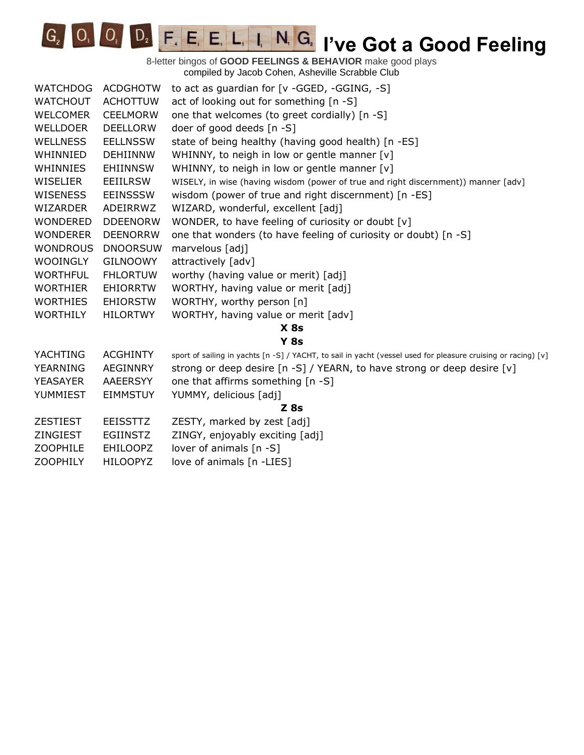# I've Got a Good Feeling

8-letter bingos of **GOOD FEELINGS & BEHAVIOR** make good plays
compiled by Jacob Cohen, Asheville Scrabble Club

| | | |
|---|---|---|
| WATCHDOG | ACDGHOTW | to act as guardian for [v -GGED, -GGING, -S] |
| WATCHOUT | ACHOTTUW | act of looking out for something [n -S] |
| WELCOMER | CEELMORW | one that welcomes (to greet cordially) [n -S] |
| WELLDOER | DEELLORW | doer of good deeds [n -S] |
| WELLNESS | EELLNSSW | state of being healthy (having good health) [n -ES] |
| WHINNIED | DEHIINNW | WHINNY, to neigh in low or gentle manner [v] |
| WHINNIES | EHIINNSW | WHINNY, to neigh in low or gentle manner [v] |
| WISELIER | EEIILRSW | WISELY, in wise (having wisdom (power of true and right discernment)) manner [adv] |
| WISENESS | EEINSSSW | wisdom (power of true and right discernment) [n -ES] |
| WIZARDER | ADEIRRWZ | WIZARD, wonderful, excellent [adj] |
| WONDERED | DDEENORW | WONDER, to have feeling of curiosity or doubt [v] |
| WONDERER | DEENORRW | one that wonders (to have feeling of curiosity or doubt) [n -S] |
| WONDROUS | DNOORSUW | marvelous [adj] |
| WOOINGLY | GILNOOWY | attractively [adv] |
| WORTHFUL | FHLORTUW | worthy (having value or merit) [adj] |
| WORTHIER | EHIORRTW | WORTHY, having value or merit [adj] |
| WORTHIES | EHIORSTW | WORTHY, worthy person [n] |
| WORTHILY | HILORTWY | WORTHY, having value or merit [adv] |

**X 8s**

**Y 8s**

| | | |
|---|---|---|
| YACHTING | ACGHINTY | sport of sailing in yachts [n -S] / YACHT, to sail in yacht (vessel used for pleasure cruising or racing) [v] |
| YEARNING | AEGINNRY | strong or deep desire [n -S] / YEARN, to have strong or deep desire [v] |
| YEASAYER | AAEERSYY | one that affirms something [n -S] |
| YUMMIEST | EIMMSTUY | YUMMY, delicious [adj] |

**Z 8s**

| | | |
|---|---|---|
| ZESTIEST | EEISSTTZ | ZESTY, marked by zest [adj] |
| ZINGIEST | EGIINSTZ | ZINGY, enjoyably exciting [adj] |
| ZOOPHILE | EHILOOPZ | lover of animals [n -S] |
| ZOOPHILY | HILOOPYZ | love of animals [n -LIES] |